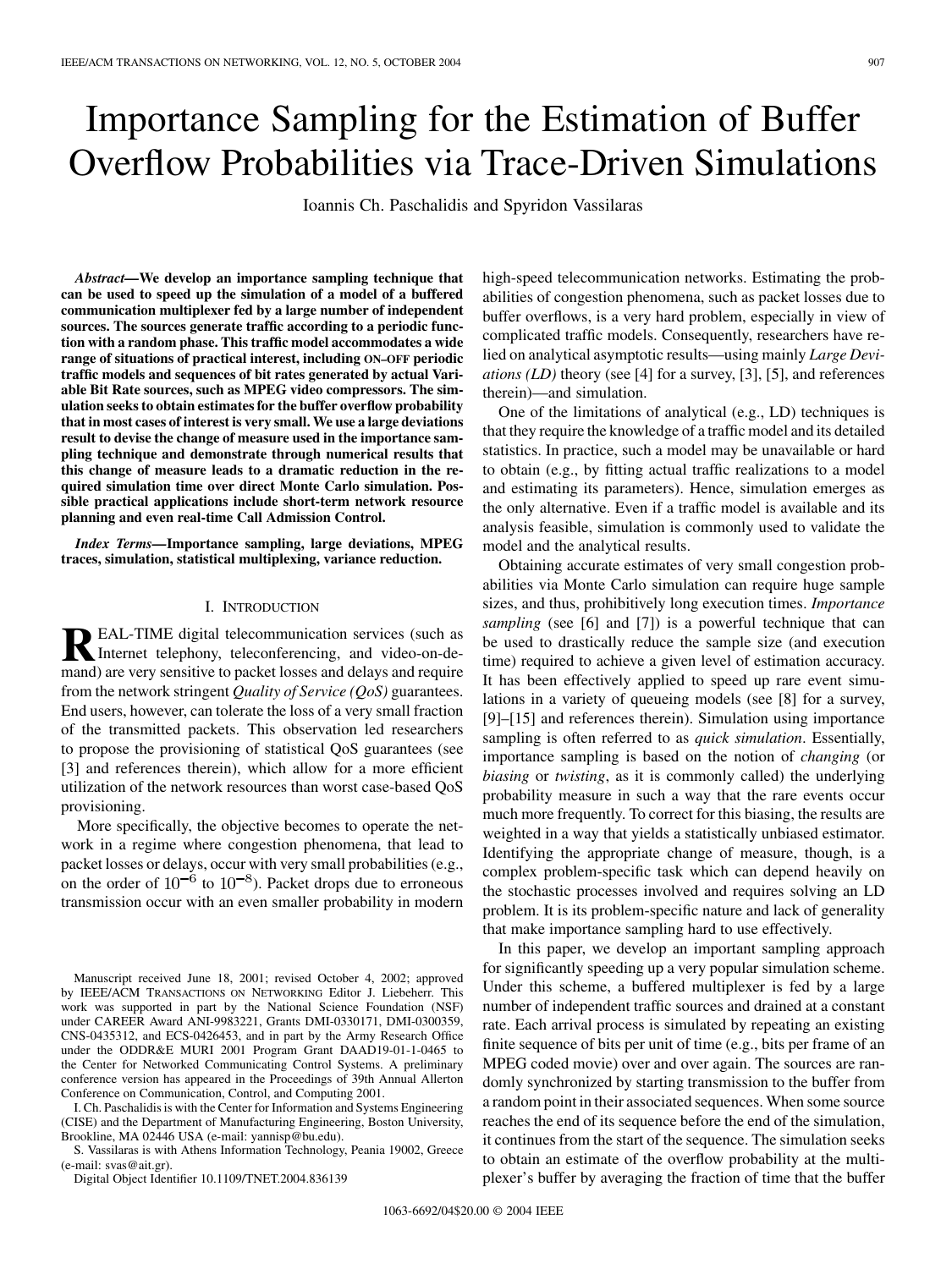# Importance Sampling for the Estimation of Buffer Overflow Probabilities via Trace-Driven Simulations

Ioannis Ch. Paschalidis and Spyridon Vassilaras

***Abstract*—We develop an importance sampling technique that can be used to speed up the simulation of a model of a buffered communication multiplexer fed by a large number of independent sources. The sources generate traffic according to a periodic function with a random phase. This traffic model accommodates a wide range of situations of practical interest, including ON–OFF periodic traffic models and sequences of bit rates generated by actual Variable Bit Rate sources, such as MPEG video compressors. The simulation seeks to obtain estimates for the buffer overflow probability that in most cases of interest is very small. We use a large deviations result to devise the change of measure used in the importance sampling technique and demonstrate through numerical results that this change of measure leads to a dramatic reduction in the required simulation time over direct Monte Carlo simulation. Possible practical applications include short-term network resource planning and even real-time Call Admission Control.**

***Index Terms*—Importance sampling, large deviations, MPEG traces, simulation, statistical multiplexing, variance reduction.**

## I. Introduction

REAL-TIME digital telecommunication services (such as Internet telephony, teleconferencing, and video-on-demand) are very sensitive to packet losses and delays and require from the network stringent *Quality of Service (QoS)* guarantees. End users, however, can tolerate the loss of a very small fraction of the transmitted packets. This observation led researchers to propose the provisioning of statistical QoS guarantees (see [3] and references therein), which allow for a more efficient utilization of the network resources than worst case-based QoS provisioning.

More specifically, the objective becomes to operate the network in a regime where congestion phenomena, that lead to packet losses or delays, occur with very small probabilities (e.g., on the order of $10^{-6}$ to $10^{-8}$). Packet drops due to erroneous transmission occur with an even smaller probability in modern high-speed telecommunication networks. Estimating the probabilities of congestion phenomena, such as packet losses due to buffer overflows, is a very hard problem, especially in view of complicated traffic models. Consequently, researchers have relied on analytical asymptotic results—using mainly *Large Deviations (LD)* theory (see [4] for a survey, [3], [5], and references therein)—and simulation.

One of the limitations of analytical (e.g., LD) techniques is that they require the knowledge of a traffic model and its detailed statistics. In practice, such a model may be unavailable or hard to obtain (e.g., by fitting actual traffic realizations to a model and estimating its parameters). Hence, simulation emerges as the only alternative. Even if a traffic model is available and its analysis feasible, simulation is commonly used to validate the model and the analytical results.

Obtaining accurate estimates of very small congestion probabilities via Monte Carlo simulation can require huge sample sizes, and thus, prohibitively long execution times. *Importance sampling* (see [6] and [7]) is a powerful technique that can be used to drastically reduce the sample size (and execution time) required to achieve a given level of estimation accuracy. It has been effectively applied to speed up rare event simulations in a variety of queueing models (see [8] for a survey, [9]–[15] and references therein). Simulation using importance sampling is often referred to as *quick simulation*. Essentially, importance sampling is based on the notion of *changing* (or *biasing* or *twisting*, as it is commonly called) the underlying probability measure in such a way that the rare events occur much more frequently. To correct for this biasing, the results are weighted in a way that yields a statistically unbiased estimator. Identifying the appropriate change of measure, though, is a complex problem-specific task which can depend heavily on the stochastic processes involved and requires solving an LD problem. It is its problem-specific nature and lack of generality that make importance sampling hard to use effectively.

In this paper, we develop an important sampling approach for significantly speeding up a very popular simulation scheme. Under this scheme, a buffered multiplexer is fed by a large number of independent traffic sources and drained at a constant rate. Each arrival process is simulated by repeating an existing finite sequence of bits per unit of time (e.g., bits per frame of an MPEG coded movie) over and over again. The sources are randomly synchronized by starting transmission to the buffer from a random point in their associated sequences. When some source reaches the end of its sequence before the end of the simulation, it continues from the start of the sequence. The simulation seeks to obtain an estimate of the overflow probability at the multiplexer's buffer by averaging the fraction of time that the buffer

---

Manuscript received June 18, 2001; revised October 4, 2002; approved by IEEE/ACM Transactions on Networking Editor J. Liebeherr. This work was supported in part by the National Science Foundation (NSF) under CAREER Award ANI-9983221, Grants DMI-0330171, DMI-0300359, CNS-0435312, and ECS-0426453, and in part by the Army Research Office under the ODDR&E MURI 2001 Program Grant DAAD19-01-1-0465 to the Center for Networked Communicating Control Systems. A preliminary conference version has appeared in the Proceedings of 39th Annual Allerton Conference on Communication, Control, and Computing 2001.

I. Ch. Paschalidis is with the Center for Information and Systems Engineering (CISE) and the Department of Manufacturing Engineering, Boston University, Brookline, MA 02446 USA (e-mail: yannisp@bu.edu).

S. Vassilaras is with Athens Information Technology, Peania 19002, Greece (e-mail: svas@ait.gr).

Digital Object Identifier 10.1109/TNET.2004.836139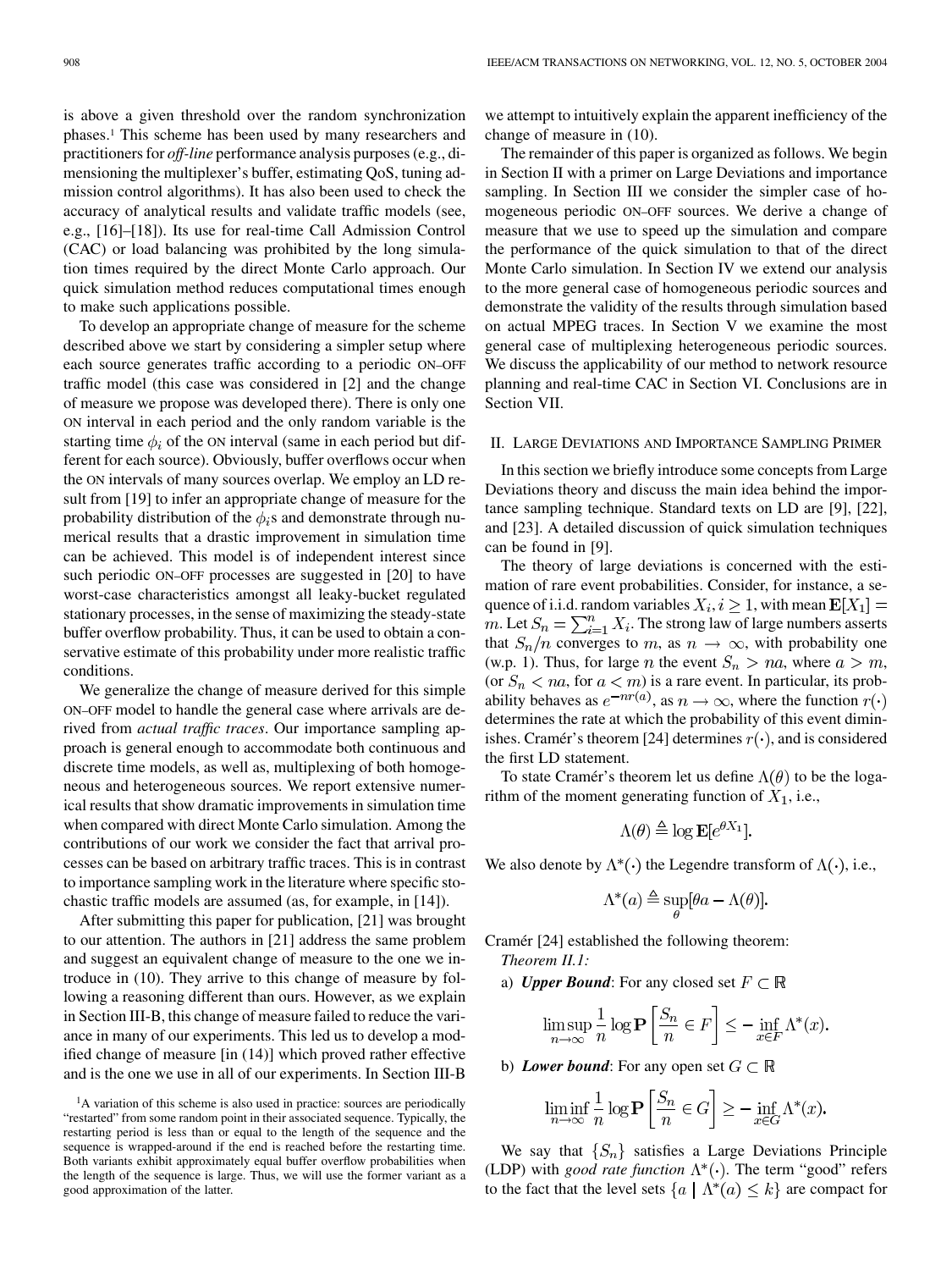is above a given threshold over the random synchronization phases.[1] This scheme has been used by many researchers and practitioners for *off-line* performance analysis purposes (e.g., dimensioning the multiplexer's buffer, estimating QoS, tuning admission control algorithms). It has also been used to check the accuracy of analytical results and validate traffic models (see, e.g., [16]–[18]). Its use for real-time Call Admission Control (CAC) or load balancing was prohibited by the long simulation times required by the direct Monte Carlo approach. Our quick simulation method reduces computational times enough to make such applications possible.

To develop an appropriate change of measure for the scheme described above we start by considering a simpler setup where each source generates traffic according to a periodic ON–OFF traffic model (this case was considered in [2] and the change of measure we propose was developed there). There is only one ON interval in each period and the only random variable is the starting time $\phi_i$ of the ON interval (same in each period but different for each source). Obviously, buffer overflows occur when the ON intervals of many sources overlap. We employ an LD result from [19] to infer an appropriate change of measure for the probability distribution of the $\phi_i$s and demonstrate through numerical results that a drastic improvement in simulation time can be achieved. This model is of independent interest since such periodic ON–OFF processes are suggested in [20] to have worst-case characteristics amongst all leaky-bucket regulated stationary processes, in the sense of maximizing the steady-state buffer overflow probability. Thus, it can be used to obtain a conservative estimate of this probability under more realistic traffic conditions.

We generalize the change of measure derived for this simple ON–OFF model to handle the general case where arrivals are derived from *actual traffic traces*. Our importance sampling approach is general enough to accommodate both continuous and discrete time models, as well as, multiplexing of both homogeneous and heterogeneous sources. We report extensive numerical results that show dramatic improvements in simulation time when compared with direct Monte Carlo simulation. Among the contributions of our work we consider the fact that arrival processes can be based on arbitrary traffic traces. This is in contrast to importance sampling work in the literature where specific stochastic traffic models are assumed (as, for example, in [14]).

After submitting this paper for publication, [21] was brought to our attention. The authors in [21] address the same problem and suggest an equivalent change of measure to the one we introduce in (10). They arrive to this change of measure by following a reasoning different than ours. However, as we explain in Section III-B, this change of measure failed to reduce the variance in many of our experiments. This led us to develop a modified change of measure [in (14)] which proved rather effective and is the one we use in all of our experiments. In Section III-B we attempt to intuitively explain the apparent inefficiency of the change of measure in (10).

The remainder of this paper is organized as follows. We begin in Section II with a primer on Large Deviations and importance sampling. In Section III we consider the simpler case of homogeneous periodic ON–OFF sources. We derive a change of measure that we use to speed up the simulation and compare the performance of the quick simulation to that of the direct Monte Carlo simulation. In Section IV we extend our analysis to the more general case of homogeneous periodic sources and demonstrate the validity of the results through simulation based on actual MPEG traces. In Section V we examine the most general case of multiplexing heterogeneous periodic sources. We discuss the applicability of our method to network resource planning and real-time CAC in Section VI. Conclusions are in Section VII.

## II. Large Deviations and Importance Sampling Primer

In this section we briefly introduce some concepts from Large Deviations theory and discuss the main idea behind the importance sampling technique. Standard texts on LD are [9], [22], and [23]. A detailed discussion of quick simulation techniques can be found in [9].

The theory of large deviations is concerned with the estimation of rare event probabilities. Consider, for instance, a sequence of i.i.d. random variables $X_i, i \geq 1$, with mean $\mathbf{E}[X_1] = m$. Let $S_n = \sum_{i=1}^{n} X_i$. The strong law of large numbers asserts that $S_n/n$ converges to $m$, as $n \to \infty$, with probability one (w.p. 1). Thus, for large $n$ the event $S_n > na$, where $a > m$, (or $S_n < na$, for $a < m$) is a rare event. In particular, its probability behaves as $e^{-nr(a)}$, as $n \to \infty$, where the function $r(\cdot)$ determines the rate at which the probability of this event diminishes. Cramér's theorem [24] determines $r(\cdot)$, and is considered the first LD statement.

To state Cramér's theorem let us define $\Lambda(\theta)$ to be the logarithm of the moment generating function of $X_1$, i.e.,

$$\Lambda(\theta) \triangleq \log \mathbf{E}[e^{\theta X_1}].$$

We also denote by $\Lambda^*(\cdot)$ the Legendre transform of $\Lambda(\cdot)$, i.e.,

$$\Lambda^*(a) \triangleq \sup_{\theta}[\theta a - \Lambda(\theta)].$$

Cramér [24] established the following theorem:

*Theorem II.1:*

a) ***Upper Bound***: For any closed set $F \subset \mathbb{R}$

$$\limsup_{n\to\infty} \frac{1}{n} \log \mathbf{P}\left[\frac{S_n}{n} \in F\right] \leq -\inf_{x \in F} \Lambda^*(x).$$

b) ***Lower bound***: For any open set $G \subset \mathbb{R}$

$$\liminf_{n\to\infty} \frac{1}{n} \log \mathbf{P}\left[\frac{S_n}{n} \in G\right] \geq -\inf_{x \in G} \Lambda^*(x).$$

We say that $\{S_n\}$ satisfies a Large Deviations Principle (LDP) with *good rate function* $\Lambda^*(\cdot)$. The term "good" refers to the fact that the level sets $\{a \mid \Lambda^*(a) \leq k\}$ are compact for

[1] A variation of this scheme is also used in practice: sources are periodically "restarted" from some random point in their associated sequence. Typically, the restarting period is less than or equal to the length of the sequence and the sequence is wrapped-around if the end is reached before the restarting time. Both variants exhibit approximately equal buffer overflow probabilities when the length of the sequence is large. Thus, we will use the former variant as a good approximation of the latter.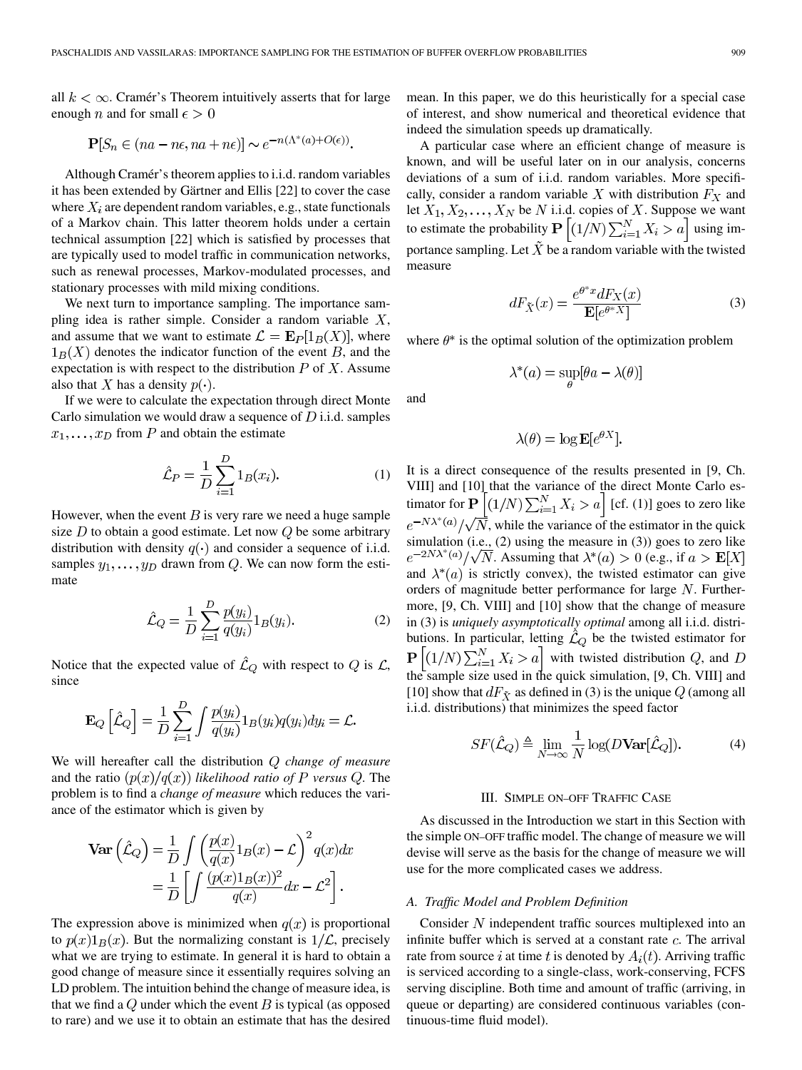all $k < \infty$. Cramér's Theorem intuitively asserts that for large enough $n$ and for small $\epsilon > 0$

$$\mathbf{P}[S_n \in (na - n\epsilon, na + n\epsilon)] \sim e^{-n(\Lambda^*(a) + O(\epsilon))}.$$

Although Cramér's theorem applies to i.i.d. random variables it has been extended by Gärtner and Ellis [22] to cover the case where $X_i$ are dependent random variables, e.g., state functionals of a Markov chain. This latter theorem holds under a certain technical assumption [22] which is satisfied by processes that are typically used to model traffic in communication networks, such as renewal processes, Markov-modulated processes, and stationary processes with mild mixing conditions.

We next turn to importance sampling. The importance sampling idea is rather simple. Consider a random variable $X$, and assume that we want to estimate $\mathcal{L} = \mathbf{E}_P[1_B(X)]$, where $1_B(X)$ denotes the indicator function of the event $B$, and the expectation is with respect to the distribution $P$ of $X$. Assume also that $X$ has a density $p(\cdot)$.

If we were to calculate the expectation through direct Monte Carlo simulation we would draw a sequence of $D$ i.i.d. samples $x_1, \ldots, x_D$ from $P$ and obtain the estimate

$$\hat{\mathcal{L}}_P = \frac{1}{D} \sum_{i=1}^{D} 1_B(x_i). \tag{1}$$

However, when the event $B$ is very rare we need a huge sample size $D$ to obtain a good estimate. Let now $Q$ be some arbitrary distribution with density $q(\cdot)$ and consider a sequence of i.i.d. samples $y_1, \ldots, y_D$ drawn from $Q$. We can now form the estimate

$$\hat{\mathcal{L}}_Q = \frac{1}{D} \sum_{i=1}^{D} \frac{p(y_i)}{q(y_i)} 1_B(y_i). \tag{2}$$

Notice that the expected value of $\hat{\mathcal{L}}_Q$ with respect to $Q$ is $\mathcal{L}$, since

$$\mathbf{E}_Q\left[\hat{\mathcal{L}}_Q\right] = \frac{1}{D} \sum_{i=1}^{D} \int \frac{p(y_i)}{q(y_i)} 1_B(y_i) q(y_i) dy_i = \mathcal{L}.$$

We will hereafter call the distribution $Q$ *change of measure* and the ratio $(p(x)/q(x))$ *likelihood ratio of $P$ versus $Q$*. The problem is to find a *change of measure* which reduces the variance of the estimator which is given by

$$\begin{aligned} \mathbf{Var}\left(\hat{\mathcal{L}}_Q\right) &= \frac{1}{D} \int \left( \frac{p(x)}{q(x)} 1_B(x) - \mathcal{L} \right)^2 q(x) dx \\ &= \frac{1}{D} \left[ \int \frac{(p(x) 1_B(x))^2}{q(x)} dx - \mathcal{L}^2 \right]. \end{aligned}$$

The expression above is minimized when $q(x)$ is proportional to $p(x)1_B(x)$. But the normalizing constant is $1/\mathcal{L}$, precisely what we are trying to estimate. In general it is hard to obtain a good change of measure since it essentially requires solving an LD problem. The intuition behind the change of measure idea, is that we find a $Q$ under which the event $B$ is typical (as opposed to rare) and we use it to obtain an estimate that has the desired mean. In this paper, we do this heuristically for a special case of interest, and show numerical and theoretical evidence that indeed the simulation speeds up dramatically.

A particular case where an efficient change of measure is known, and will be useful later on in our analysis, concerns deviations of a sum of i.i.d. random variables. More specifically, consider a random variable $X$ with distribution $F_X$ and let $X_1, X_2, \ldots, X_N$ be $N$ i.i.d. copies of $X$. Suppose we want to estimate the probability $\mathbf{P}\left[(1/N)\sum_{i=1}^{N} X_i > a\right]$ using importance sampling. Let $\tilde{X}$ be a random variable with the twisted measure

$$dF_{\tilde{X}}(x) = \frac{e^{\theta^* x} dF_X(x)}{\mathbf{E}[e^{\theta^* X}]} \tag{3}$$

where $\theta^*$ is the optimal solution of the optimization problem

$$\lambda^*(a) = \sup_{\theta} [\theta a - \lambda(\theta)]$$

and

$$\lambda(\theta) = \log \mathbf{E}[e^{\theta X}].$$

It is a direct consequence of the results presented in [9, Ch. VIII] and [10] that the variance of the direct Monte Carlo estimator for $\mathbf{P}\left[(1/N)\sum_{i=1}^{N} X_i > a\right]$ [cf. (1)] goes to zero like $e^{-N\lambda^*(a)}/\sqrt{N}$, while the variance of the estimator in the quick simulation (i.e., (2) using the measure in (3)) goes to zero like $e^{-2N\lambda^*(a)}/\sqrt{N}$. Assuming that $\lambda^*(a) > 0$ (e.g., if $a > \mathbf{E}[X]$ and $\lambda^*(a)$ is strictly convex), the twisted estimator can give orders of magnitude better performance for large $N$. Furthermore, [9, Ch. VIII] and [10] show that the change of measure in (3) is *uniquely asymptotically optimal* among all i.i.d. distributions. In particular, letting $\hat{\mathcal{L}}_Q$ be the twisted estimator for $\mathbf{P}\left[(1/N)\sum_{i=1}^{N} X_i > a\right]$ with twisted distribution $Q$, and $D$ the sample size used in the quick simulation, [9, Ch. VIII] and [10] show that $dF_{\tilde{X}}$ as defined in (3) is the unique $Q$ (among all i.i.d. distributions) that minimizes the speed factor

$$SF(\hat{\mathcal{L}}_Q) \triangleq \lim_{N \to \infty} \frac{1}{N} \log(D\mathbf{Var}[\hat{\mathcal{L}}_Q]). \tag{4}$$

## III. Simple ON–OFF Traffic Case

As discussed in the Introduction we start in this Section with the simple ON–OFF traffic model. The change of measure we will devise will serve as the basis for the change of measure we will use for the more complicated cases we address.

### A. Traffic Model and Problem Definition

Consider $N$ independent traffic sources multiplexed into an infinite buffer which is served at a constant rate $c$. The arrival rate from source $i$ at time $t$ is denoted by $A_i(t)$. Arriving traffic is serviced according to a single-class, work-conserving, FCFS serving discipline. Both time and amount of traffic (arriving, in queue or departing) are considered continuous variables (continuous-time fluid model).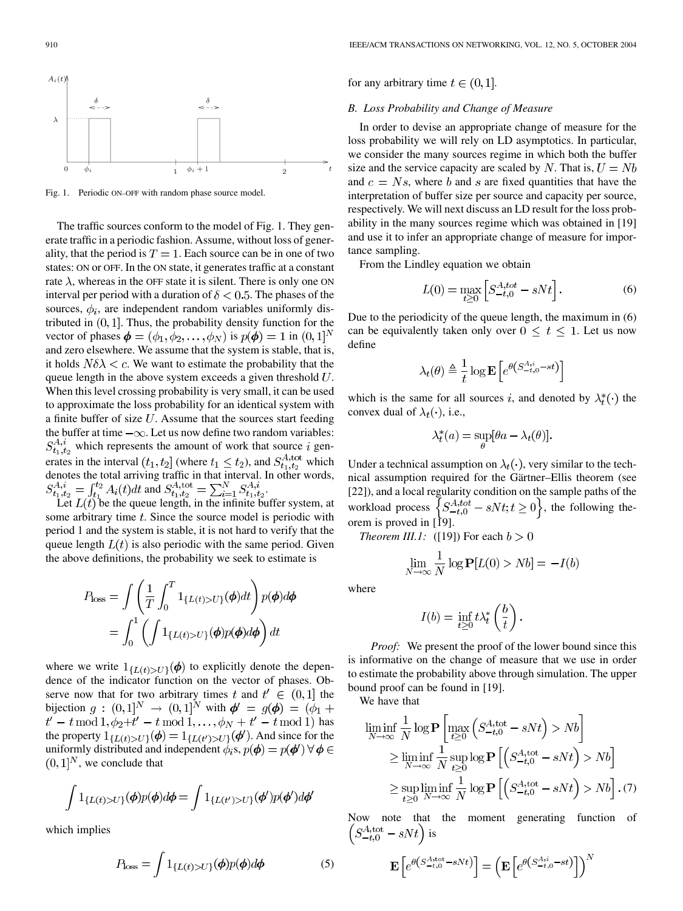Fig. 1. Periodic ON–OFF with random phase source model.

The traffic sources conform to the model of Fig. 1. They generate traffic in a periodic fashion. Assume, without loss of generality, that the period is $T=1$. Each source can be in one of two states: ON or OFF. In the ON state, it generates traffic at a constant rate $\lambda$, whereas in the OFF state it is silent. There is only one ON interval per period with a duration of $\delta < 0.5$. The phases of the sources, $\phi_i$, are independent random variables uniformly distributed in $(0,1]$. Thus, the probability density function for the vector of phases $\boldsymbol{\phi} = (\phi_1, \phi_2, \ldots, \phi_N)$ is $p(\boldsymbol{\phi}) = 1$ in $(0,1]^N$ and zero elsewhere. We assume that the system is stable, that is, it holds $N\delta\lambda < c$. We want to estimate the probability that the queue length in the above system exceeds a given threshold $U$. When this level crossing probability is very small, it can be used to approximate the loss probability for an identical system with a finite buffer of size $U$. Assume that the sources start feeding the buffer at time $-\infty$. Let us now define two random variables: $S^{A,i}_{t_1,t_2}$ which represents the amount of work that source $i$ generates in the interval $(t_1, t_2]$ (where $t_1 \leq t_2$), and $S^{A,\text{tot}}_{t_1,t_2}$ which denotes the total arriving traffic in that interval. In other words, $S^{A,i}_{t_1,t_2} = \int_{t_1}^{t_2} A_i(t)dt$ and $S^{A,\text{tot}}_{t_1,t_2} = \sum_{i=1}^{N} S^{A,i}_{t_1,t_2}$.

Let $L(t)$ be the queue length, in the infinite buffer system, at some arbitrary time $t$. Since the source model is periodic with period 1 and the system is stable, it is not hard to verify that the queue length $L(t)$ is also periodic with the same period. Given the above definitions, the probability we seek to estimate is

$$P_{\text{loss}} = \int \left( \frac{1}{T} \int_0^T 1_{\{L(t)>U\}}(\boldsymbol{\phi}) dt \right) p(\boldsymbol{\phi}) d\boldsymbol{\phi} = \int_0^1 \left( \int 1_{\{L(t)>U\}}(\boldsymbol{\phi}) p(\boldsymbol{\phi}) d\boldsymbol{\phi} \right) dt$$

where we write $1_{\{L(t)>U\}}(\boldsymbol{\phi})$ to explicitly denote the dependence of the indicator function on the vector of phases. Observe now that for two arbitrary times $t$ and $t' \in (0,1]$ the bijection $g : (0,1]^N \to (0,1]^N$ with $\boldsymbol{\phi}' = g(\boldsymbol{\phi}) = (\phi_1 + t' - t \bmod 1, \phi_2 + t' - t \bmod 1, \ldots, \phi_N + t' - t \bmod 1)$ has the property $1_{\{L(t)>U\}}(\boldsymbol{\phi}) = 1_{\{L(t')>U\}}(\boldsymbol{\phi}')$. And since for the uniformly distributed and independent $\phi_i$s, $p(\boldsymbol{\phi}) = p(\boldsymbol{\phi}')\ \forall \boldsymbol{\phi} \in (0,1]^N$, we conclude that

$$\int 1_{\{L(t)>U\}}(\boldsymbol{\phi}) p(\boldsymbol{\phi}) d\boldsymbol{\phi} = \int 1_{\{L(t')>U\}}(\boldsymbol{\phi}') p(\boldsymbol{\phi}') d\boldsymbol{\phi}'$$

which implies

$$P_{\text{loss}} = \int 1_{\{L(t)>U\}}(\boldsymbol{\phi}) p(\boldsymbol{\phi}) d\boldsymbol{\phi} \tag{5}$$

for any arbitrary time $t \in (0,1]$.

### B. Loss Probability and Change of Measure

In order to devise an appropriate change of measure for the loss probability we will rely on LD asymptotics. In particular, we consider the many sources regime in which both the buffer size and the service capacity are scaled by $N$. That is, $U = Nb$ and $c = Ns$, where $b$ and $s$ are fixed quantities that have the interpretation of buffer size per source and capacity per source, respectively. We will next discuss an LD result for the loss probability in the many sources regime which was obtained in [19] and use it to infer an appropriate change of measure for importance sampling.

From the Lindley equation we obtain

$$L(0) = \max_{t \geq 0} \left[ S^{A,tot}_{-t,0} - sNt \right]. \tag{6}$$

Due to the periodicity of the queue length, the maximum in (6) can be equivalently taken only over $0 \leq t \leq 1$. Let us now define

$$\lambda_t(\theta) \triangleq \frac{1}{t} \log \mathbf{E}\left[ e^{\theta \left( S^{A,i}_{-t,0} - st \right)} \right]$$

which is the same for all sources $i$, and denoted by $\lambda^*_t(\cdot)$ the convex dual of $\lambda_t(\cdot)$, i.e.,

$$\lambda^*_t(a) = \sup_{\theta} [\theta a - \lambda_t(\theta)].$$

Under a technical assumption on $\lambda_t(\cdot)$, very similar to the technical assumption required for the Gärtner–Ellis theorem (see [22]), and a local regularity condition on the sample paths of the workload process $\left\{ S^{A,tot}_{-t,0} - sNt; t \geq 0 \right\}$, the following theorem is proved in [19].

*Theorem III.1:* ([19]) For each $b > 0$

$$\lim_{N \to \infty} \frac{1}{N} \log \mathbf{P}[L(0) > Nb] = -I(b)$$

where

$$I(b) = \inf_{t \geq 0} t \lambda^*_t \left( \frac{b}{t} \right).$$

*Proof:* We present the proof of the lower bound since this is informative on the change of measure that we use in order to estimate the probability above through simulation. The upper bound proof can be found in [19].

We have that

$$\begin{aligned}
\liminf_{N \to \infty} \frac{1}{N} \log \mathbf{P}\left[ \max_{t \geq 0} \left( S^{A,\text{tot}}_{-t,0} - sNt \right) > Nb \right] &\geq \liminf_{N \to \infty} \frac{1}{N} \sup_{t \geq 0} \log \mathbf{P}\left[ \left( S^{A,\text{tot}}_{-t,0} - sNt \right) > Nb \right] \\
&\geq \sup_{t \geq 0} \liminf_{N \to \infty} \frac{1}{N} \log \mathbf{P}\left[ \left( S^{A,\text{tot}}_{-t,0} - sNt \right) > Nb \right]. 
\end{aligned} \tag{7}$$

Now note that the moment generating function of $\left( S^{A,\text{tot}}_{-t,0} - sNt \right)$ is

$$\mathbf{E}\left[ e^{\theta \left( S^{A,\text{tot}}_{-t,0} - sNt \right)} \right] = \left( \mathbf{E}\left[ e^{\theta \left( S^{A,i}_{-t,0} - st \right)} \right] \right)^N$$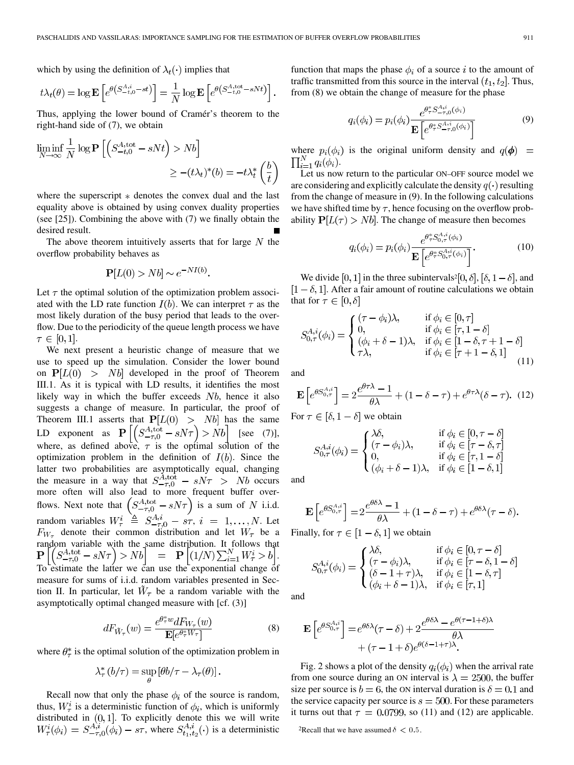which by using the definition of $\lambda_t(\cdot)$ implies that

$$t\lambda_t(\theta) = \log \mathbf{E}\left[e^{\theta\left(S_{-t,0}^{A,i} - st\right)}\right] = \frac{1}{N} \log \mathbf{E}\left[e^{\theta\left(S_{-t,0}^{A,\text{tot}} - sNt\right)}\right].$$

Thus, applying the lower bound of Cramér's theorem to the right-hand side of (7), we obtain

$$\liminf_{N\to\infty} \frac{1}{N} \log \mathbf{P}\left[\left(S_{-t,0}^{A,\text{tot}} - sNt\right) > Nb\right] \geq -(t\lambda_t)^*(b) = -t\lambda_t^*\left(\frac{b}{t}\right)$$

where the superscript $*$ denotes the convex dual and the last equality above is obtained by using convex duality properties (see [25]). Combining the above with (7) we finally obtain the desired result. ■

The above theorem intuitively asserts that for large $N$ the overflow probability behaves as

$$\mathbf{P}[L(0) > Nb] \sim e^{-NI(b)}.$$

Let $\tau$ the optimal solution of the optimization problem associated with the LD rate function $I(b)$. We can interpret $\tau$ as the most likely duration of the busy period that leads to the overflow. Due to the periodicity of the queue length process we have $\tau \in [0, 1]$.

We next present a heuristic change of measure that we use to speed up the simulation. Consider the lower bound on $\mathbf{P}[L(0) > Nb]$ developed in the proof of Theorem III.1. As it is typical with LD results, it identifies the most likely way in which the buffer exceeds $Nb$, hence it also suggests a change of measure. In particular, the proof of Theorem III.1 asserts that $\mathbf{P}[L(0) > Nb]$ has the same LD exponent as $\mathbf{P}\left[\left(S_{-\tau,0}^{A,\text{tot}} - sN\tau\right) > Nb\right]$ [see (7)], where, as defined above, $\tau$ is the optimal solution of the optimization problem in the definition of $I(b)$. Since the latter two probabilities are asymptotically equal, changing the measure in a way that $S_{-\tau,0}^{A,\text{tot}} - sN\tau > Nb$ occurs more often will also lead to more frequent buffer overflows. Next note that $\left(S_{-\tau,0}^{A,\text{tot}} - sN\tau\right)$ is a sum of $N$ i.i.d. random variables $W_\tau^i \triangleq S_{-\tau,0}^{A,i} - s\tau$, $i = 1, \ldots, N$. Let $F_{W_\tau}$ denote their common distribution and let $W_\tau$ be a random variable with the same distribution. It follows that $\mathbf{P}\left[\left(S_{-\tau,0}^{A,\text{tot}} - sN\tau\right) > Nb\right] = \mathbf{P}\left[(1/N)\sum_{i=1}^N W_\tau^i > b\right]$. To estimate the latter we can use the exponential change of measure for sums of i.i.d. random variables presented in Section II. In particular, let $\tilde{W}_\tau$ be a random variable with the asymptotically optimal changed measure with [cf. (3)]

$$dF_{\tilde{W}_\tau}(w) = \frac{e^{\theta_\tau^* w} dF_{W_\tau}(w)}{\mathbf{E}[e^{\theta_\tau^* W_\tau}]} \tag{8}$$

where $\theta_\tau^*$ is the optimal solution of the optimization problem in

$$\lambda_\tau^*(b/\tau) = \sup_\theta \left[\theta b/\tau - \lambda_\tau(\theta)\right].$$

Recall now that only the phase $\phi_i$ of the source is random, thus, $W_\tau^i$ is a deterministic function of $\phi_i$, which is uniformly distributed in $(0, 1]$. To explicitly denote this we will write $W_\tau^i(\phi_i) = S_{-\tau,0}^{A,i}(\phi_i) - s\tau$, where $S_{t_1,t_2}^{A,i}(\cdot)$ is a deterministic function that maps the phase $\phi_i$ of a source $i$ to the amount of traffic transmitted from this source in the interval $(t_1, t_2]$. Thus, from (8) we obtain the change of measure for the phase

$$q_i(\phi_i) = p_i(\phi_i) \frac{e^{\theta_\tau^* S_{-\tau,0}^{A,i}(\phi_i)}}{\mathbf{E}\left[e^{\theta_\tau^* S_{-\tau,0}^{A,i}(\phi_i)}\right]} \tag{9}$$

where $p_i(\phi_i)$ is the original uniform density and $q(\boldsymbol{\phi}) = \prod_{i=1}^N q_i(\phi_i)$.

Let us now return to the particular ON–OFF source model we are considering and explicitly calculate the density $q(\cdot)$ resulting from the change of measure in (9). In the following calculations we have shifted time by $\tau$, hence focusing on the overflow probability $\mathbf{P}[L(\tau) > Nb]$. The change of measure then becomes

$$q_i(\phi_i) = p_i(\phi_i) \frac{e^{\theta_\tau^* S_{0,\tau}^{A,i}(\phi_i)}}{\mathbf{E}\left[e^{\theta_\tau^* S_{0,\tau}^{A,i}(\phi_i)}\right]}. \tag{10}$$

We divide $[0, 1]$ in the three subintervals[2] $[0, \delta]$, $[\delta, 1-\delta]$, and $[1-\delta, 1]$. After a fair amount of routine calculations we obtain that for $\tau \in [0, \delta]$

$$S_{0,\tau}^{A,i}(\phi_i) = \begin{cases} (\tau - \phi_i)\lambda, & \text{if } \phi_i \in [0, \tau] \\ 0, & \text{if } \phi_i \in [\tau, 1-\delta] \\ (\phi_i + \delta - 1)\lambda, & \text{if } \phi_i \in [1-\delta, \tau + 1 - \delta] \\ \tau\lambda, & \text{if } \phi_i \in [\tau + 1 - \delta, 1] \end{cases} \tag{11}$$

and

$$\mathbf{E}\left[e^{\theta S_{0,\tau}^{A,i}}\right] = 2\frac{e^{\theta\tau\lambda} - 1}{\theta\lambda} + (1 - \delta - \tau) + e^{\theta\tau\lambda}(\delta - \tau). \tag{12}$$

For $\tau \in [\delta, 1-\delta]$ we obtain

$$S_{0,\tau}^{A,i}(\phi_i) = \begin{cases} \lambda\delta, & \text{if } \phi_i \in [0, \tau - \delta] \\ (\tau - \phi_i)\lambda, & \text{if } \phi_i \in [\tau - \delta, \tau] \\ 0, & \text{if } \phi_i \in [\tau, 1-\delta] \\ (\phi_i + \delta - 1)\lambda, & \text{if } \phi_i \in [1-\delta, 1] \end{cases}$$

and

$$\mathbf{E}\left[e^{\theta S_{0,\tau}^{A,i}}\right] = 2\frac{e^{\theta\delta\lambda} - 1}{\theta\lambda} + (1 - \delta - \tau) + e^{\theta\delta\lambda}(\tau - \delta).$$

Finally, for $\tau \in [1-\delta, 1]$ we obtain

$$S_{0,\tau}^{A,i}(\phi_i) = \begin{cases} \lambda\delta, & \text{if } \phi_i \in [0, \tau - \delta] \\ (\tau - \phi_i)\lambda, & \text{if } \phi_i \in [\tau - \delta, 1 - \delta] \\ (\delta - 1 + \tau)\lambda, & \text{if } \phi_i \in [1-\delta, \tau] \\ (\phi_i + \delta - 1)\lambda, & \text{if } \phi_i \in [\tau, 1] \end{cases}$$

and

$$\mathbf{E}\left[e^{\theta S_{0,\tau}^{A,i}}\right] = e^{\theta\delta\lambda}(\tau - \delta) + 2\frac{e^{\theta\delta\lambda} - e^{\theta(\tau - 1 + \delta)\lambda}}{\theta\lambda} + (\tau - 1 + \delta)e^{\theta(\delta - 1 + \tau)\lambda}.$$

Fig. 2 shows a plot of the density $q_i(\phi_i)$ when the arrival rate from one source during an ON interval is $\lambda = 2500$, the buffer size per source is $b = 6$, the ON interval duration is $\delta = 0.1$ and the service capacity per source is $s = 500$. For these parameters it turns out that $\tau = 0.0799$, so (11) and (12) are applicable.

[2] Recall that we have assumed $\delta < 0.5$.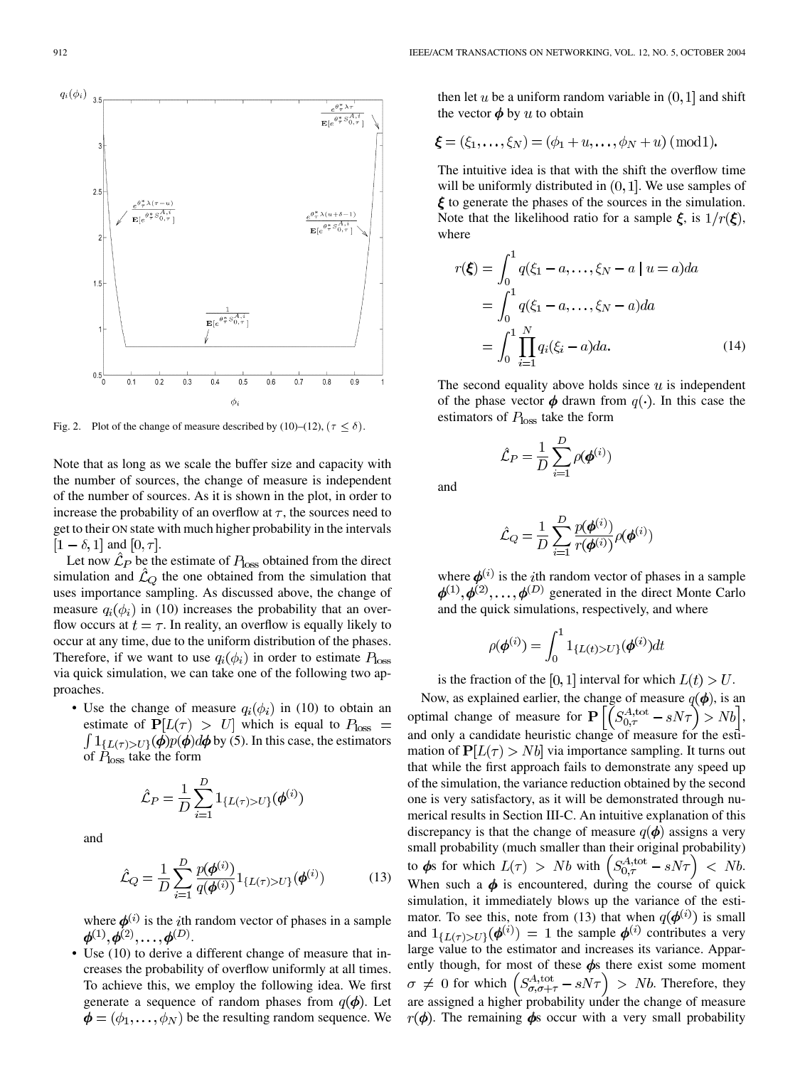Fig. 2. Plot of the change of measure described by (10)–(12), $(\tau \leq \delta)$.

Note that as long as we scale the buffer size and capacity with the number of sources, the change of measure is independent of the number of sources. As it is shown in the plot, in order to increase the probability of an overflow at $\tau$, the sources need to get to their ON state with much higher probability in the intervals $[1-\delta, 1]$ and $[0, \tau]$.

Let now $\hat{\mathcal{L}}_P$ be the estimate of $P_{\text{loss}}$ obtained from the direct simulation and $\hat{\mathcal{L}}_Q$ the one obtained from the simulation that uses importance sampling. As discussed above, the change of measure $q_i(\phi_i)$ in (10) increases the probability that an overflow occurs at $t = \tau$. In reality, an overflow is equally likely to occur at any time, due to the uniform distribution of the phases. Therefore, if we want to use $q_i(\phi_i)$ in order to estimate $P_{\text{loss}}$ via quick simulation, we can take one of the following two approaches.

- Use the change of measure $q_i(\phi_i)$ in (10) to obtain an estimate of $\mathbf{P}[L(\tau) > U]$ which is equal to $P_{\text{loss}} = \int 1_{\{L(\tau)>U\}}(\boldsymbol{\phi})p(\boldsymbol{\phi})d\boldsymbol{\phi}$ by (5). In this case, the estimators of $P_{\text{loss}}$ take the form

$$\hat{\mathcal{L}}_P = \frac{1}{D}\sum_{i=1}^{D} 1_{\{L(\tau)>U\}}(\boldsymbol{\phi}^{(i)})$$

and

$$\hat{\mathcal{L}}_Q = \frac{1}{D}\sum_{i=1}^{D} \frac{p(\boldsymbol{\phi}^{(i)})}{q(\boldsymbol{\phi}^{(i)})} 1_{\{L(\tau)>U\}}(\boldsymbol{\phi}^{(i)}) \tag{13}$$

where $\boldsymbol{\phi}^{(i)}$ is the $i$th random vector of phases in a sample $\boldsymbol{\phi}^{(1)}, \boldsymbol{\phi}^{(2)}, \ldots, \boldsymbol{\phi}^{(D)}$.

- Use (10) to derive a different change of measure that increases the probability of overflow uniformly at all times. To achieve this, we employ the following idea. We first generate a sequence of random phases from $q(\boldsymbol{\phi})$. Let $\boldsymbol{\phi} = (\phi_1, \ldots, \phi_N)$ be the resulting random sequence. We then let $u$ be a uniform random variable in $(0, 1]$ and shift the vector $\boldsymbol{\phi}$ by $u$ to obtain

$$\boldsymbol{\xi} = (\xi_1, \ldots, \xi_N) = (\phi_1 + u, \ldots, \phi_N + u) \text{ (mod1)}.$$

The intuitive idea is that with the shift the overflow time will be uniformly distributed in $(0, 1]$. We use samples of $\boldsymbol{\xi}$ to generate the phases of the sources in the simulation. Note that the likelihood ratio for a sample $\boldsymbol{\xi}$, is $1/r(\boldsymbol{\xi})$, where

$$\begin{aligned} r(\boldsymbol{\xi}) &= \int_0^1 q(\xi_1 - a, \ldots, \xi_N - a \mid u = a)da \\ &= \int_0^1 q(\xi_1 - a, \ldots, \xi_N - a)da \\ &= \int_0^1 \prod_{i=1}^{N} q_i(\xi_i - a)da. \end{aligned} \tag{14}$$

The second equality above holds since $u$ is independent of the phase vector $\boldsymbol{\phi}$ drawn from $q(\cdot)$. In this case the estimators of $P_{\text{loss}}$ take the form

$$\hat{\mathcal{L}}_P = \frac{1}{D}\sum_{i=1}^{D} \rho(\boldsymbol{\phi}^{(i)})$$

and

$$\hat{\mathcal{L}}_Q = \frac{1}{D}\sum_{i=1}^{D} \frac{p(\boldsymbol{\phi}^{(i)})}{r(\boldsymbol{\phi}^{(i)})}\rho(\boldsymbol{\phi}^{(i)})$$

where $\boldsymbol{\phi}^{(i)}$ is the $i$th random vector of phases in a sample $\boldsymbol{\phi}^{(1)}, \boldsymbol{\phi}^{(2)}, \ldots, \boldsymbol{\phi}^{(D)}$ generated in the direct Monte Carlo and the quick simulations, respectively, and where

$$\rho(\boldsymbol{\phi}^{(i)}) = \int_0^1 1_{\{L(t)>U\}}(\boldsymbol{\phi}^{(i)})dt$$

is the fraction of the $[0, 1]$ interval for which $L(t) > U$.

Now, as explained earlier, the change of measure $q(\boldsymbol{\phi})$, is an optimal change of measure for $\mathbf{P}\left[\left(S_{0,\tau}^{A,\text{tot}} - sN\tau\right) > Nb\right]$, and only a candidate heuristic change of measure for the estimation of $\mathbf{P}[L(\tau) > Nb]$ via importance sampling. It turns out that while the first approach fails to demonstrate any speed up of the simulation, the variance reduction obtained by the second one is very satisfactory, as it will be demonstrated through numerical results in Section III-C. An intuitive explanation of this discrepancy is that the change of measure $q(\boldsymbol{\phi})$ assigns a very small probability (much smaller than their original probability) to $\boldsymbol{\phi}$s for which $L(\tau) > Nb$ with $\left(S_{0,\tau}^{A,\text{tot}} - sN\tau\right) < Nb$. When such a $\boldsymbol{\phi}$ is encountered, during the course of quick simulation, it immediately blows up the variance of the estimator. To see this, note from (13) that when $q(\boldsymbol{\phi}^{(i)})$ is small and $1_{\{L(\tau)>U\}}(\boldsymbol{\phi}^{(i)}) = 1$ the sample $\boldsymbol{\phi}^{(i)}$ contributes a very large value to the estimator and increases its variance. Apparently though, for most of these $\boldsymbol{\phi}$s there exist some moment $\sigma \neq 0$ for which $\left(S_{\sigma,\sigma+\tau}^{A,\text{tot}} - sN\tau\right) > Nb$. Therefore, they are assigned a higher probability under the change of measure $r(\boldsymbol{\phi})$. The remaining $\boldsymbol{\phi}$s occur with a very small probability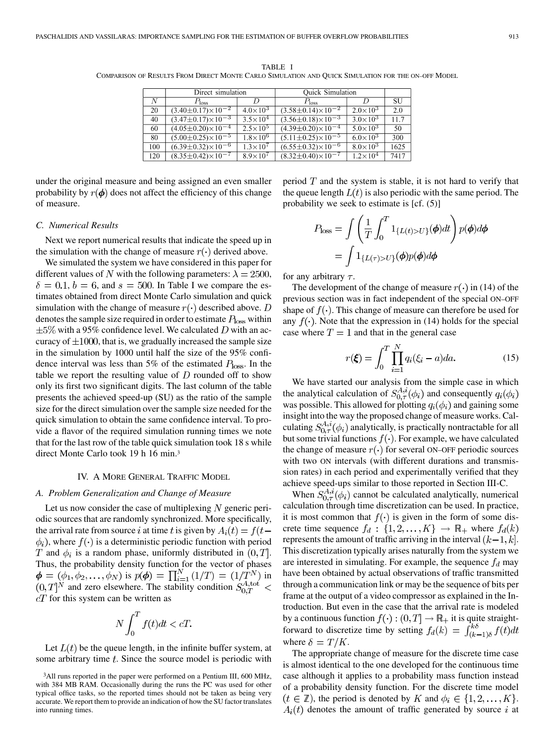TABLE I
COMPARISON OF RESULTS FROM DIRECT MONTE CARLO SIMULATION AND QUICK SIMULATION FOR THE ON–OFF MODEL

| | Direct simulation | | Quick Simulation | | |
|---|---|---|---|---|---|
| $N$ | $P_{\rm loss}$ | $D$ | $P_{\rm loss}$ | $D$ | SU |
| 20 | $(3.40{\pm}0.17){\times}10^{-2}$ | $4.0{\times}10^{3}$ | $(3.58{\pm}0.14){\times}10^{-2}$ | $2.0{\times}10^{3}$ | 2.0 |
| 40 | $(3.47{\pm}0.17){\times}10^{-3}$ | $3.5{\times}10^{4}$ | $(3.56{\pm}0.18){\times}10^{-3}$ | $3.0{\times}10^{3}$ | 11.7 |
| 60 | $(4.05{\pm}0.20){\times}10^{-4}$ | $2.5{\times}10^{5}$ | $(4.39{\pm}0.20){\times}10^{-4}$ | $5.0{\times}10^{3}$ | 50 |
| 80 | $(5.00{\pm}0.25){\times}10^{-5}$ | $1.8{\times}10^{6}$ | $(5.11{\pm}0.25){\times}10^{-5}$ | $6.0{\times}10^{3}$ | 300 |
| 100 | $(6.39{\pm}0.32){\times}10^{-6}$ | $1.3{\times}10^{7}$ | $(6.55{\pm}0.32){\times}10^{-6}$ | $8.0{\times}10^{3}$ | 1625 |
| 120 | $(8.35{\pm}0.42){\times}10^{-7}$ | $8.9{\times}10^{7}$ | $(8.32{\pm}0.40){\times}10^{-7}$ | $1.2{\times}10^{4}$ | 7417 |

under the original measure and being assigned an even smaller probability by $r(\boldsymbol{\phi})$ does not affect the efficiency of this change of measure.

### C. Numerical Results

Next we report numerical results that indicate the speed up in the simulation with the change of measure $r(\cdot)$ derived above.

We simulated the system we have considered in this paper for different values of $N$ with the following parameters: $\lambda = 2500$, $\delta = 0.1$, $b = 6$, and $s = 500$. In Table I we compare the estimates obtained from direct Monte Carlo simulation and quick simulation with the change of measure $r(\cdot)$ described above. $D$ denotes the sample size required in order to estimate $P_{\rm loss}$ within $\pm 5\%$ with a 95% confidence level. We calculated $D$ with an accuracy of $\pm 1000$, that is, we gradually increased the sample size in the simulation by 1000 until half the size of the 95% confidence interval was less than 5% of the estimated $P_{\rm loss}$. In the table we report the resulting value of $D$ rounded off to show only its first two significant digits. The last column of the table presents the achieved speed-up (SU) as the ratio of the sample size for the direct simulation over the sample size needed for the quick simulation to obtain the same confidence interval. To provide a flavor of the required simulation running times we note that for the last row of the table quick simulation took 18 s while direct Monte Carlo took 19 h 16 min.[3]

## IV. A More General Traffic Model

### A. Problem Generalization and Change of Measure

Let us now consider the case of multiplexing $N$ generic periodic sources that are randomly synchronized. More specifically, the arrival rate from source $i$ at time $t$ is given by $A_i(t) = f(t-\phi_i)$, where $f(\cdot)$ is a deterministic periodic function with period $T$ and $\phi_i$ is a random phase, uniformly distributed in $(0, T]$. Thus, the probability density function for the vector of phases $\boldsymbol{\phi} = (\phi_1, \phi_2, \ldots, \phi_N)$ is $p(\boldsymbol{\phi}) = \prod_{i=1}^{N}(1/T) = (1/T^N)$ in $(0, T]^N$ and zero elsewhere. The stability condition $S_{0,T}^{A,\rm tot} < cT$ for this system can be written as

$$N\int_0^T f(t)dt < cT.$$

Let $L(t)$ be the queue length, in the infinite buffer system, at some arbitrary time $t$. Since the source model is periodic with period $T$ and the system is stable, it is not hard to verify that the queue length $L(t)$ is also periodic with the same period. The probability we seek to estimate is [cf. (5)]

$$\begin{aligned} P_{\rm loss} &= \int \left(\frac{1}{T}\int_0^T 1_{\{L(t)>U\}}(\boldsymbol{\phi})dt\right) p(\boldsymbol{\phi})d\boldsymbol{\phi} \\ &= \int 1_{\{L(\tau)>U\}}(\boldsymbol{\phi})p(\boldsymbol{\phi})d\boldsymbol{\phi} \end{aligned}$$

for any arbitrary $\tau$.

The development of the change of measure $r(\cdot)$ in (14) of the previous section was in fact independent of the special ON–OFF shape of $f(\cdot)$. This change of measure can therefore be used for any $f(\cdot)$. Note that the expression in (14) holds for the special case where $T = 1$ and that in the general case

$$r(\boldsymbol{\xi}) = \int_0^T \prod_{i=1}^{N} q_i(\xi_i - a)da. \tag{15}$$

We have started our analysis from the simple case in which the analytical calculation of $S_{0,\tau}^{A,i}(\phi_i)$ and consequently $q_i(\phi_i)$ was possible. This allowed for plotting $q_i(\phi_i)$ and gaining some insight into the way the proposed change of measure works. Calculating $S_{0,\tau}^{A,i}(\phi_i)$ analytically, is practically nontractable for all but some trivial functions $f(\cdot)$. For example, we have calculated the change of measure $r(\cdot)$ for several ON–OFF periodic sources with two ON intervals (with different durations and transmission rates) in each period and experimentally verified that they achieve speed-ups similar to those reported in Section III-C.

When $S_{0,\tau}^{A,i}(\phi_i)$ cannot be calculated analytically, numerical calculation through time discretization can be used. In practice, it is most common that $f(\cdot)$ is given in the form of some discrete time sequence $f_d : \{1, 2, \ldots, K\} \rightarrow \mathbb{R}_+$ where $f_d(k)$ represents the amount of traffic arriving in the interval $(k-1, k]$. This discretization typically arises naturally from the system we are interested in simulating. For example, the sequence $f_d$ may have been obtained by actual observations of traffic transmitted through a communication link or may be the sequence of bits per frame at the output of a video compressor as explained in the Introduction. But even in the case that the arrival rate is modeled by a continuous function $f(\cdot) : (0, T] \rightarrow \mathbb{R}_+$ it is quite straightforward to discretize time by setting $f_d(k) = \int_{(k-1)\delta}^{k\delta} f(t)dt$ where $\delta = T/K$.

The appropriate change of measure for the discrete time case is almost identical to the one developed for the continuous time case although it applies to a probability mass function instead of a probability density function. For the discrete time model ($t \in \mathbb{Z}$), the period is denoted by $K$ and $\phi_i \in \{1, 2, \ldots, K\}$. $A_i(t)$ denotes the amount of traffic generated by source $i$ at

[3] All runs reported in the paper were performed on a Pentium III, 600 MHz, with 384 MB RAM. Occasionally during the runs the PC was used for other typical office tasks, so the reported times should not be taken as being very accurate. We report them to provide an indication of how the SU factor translates into running times.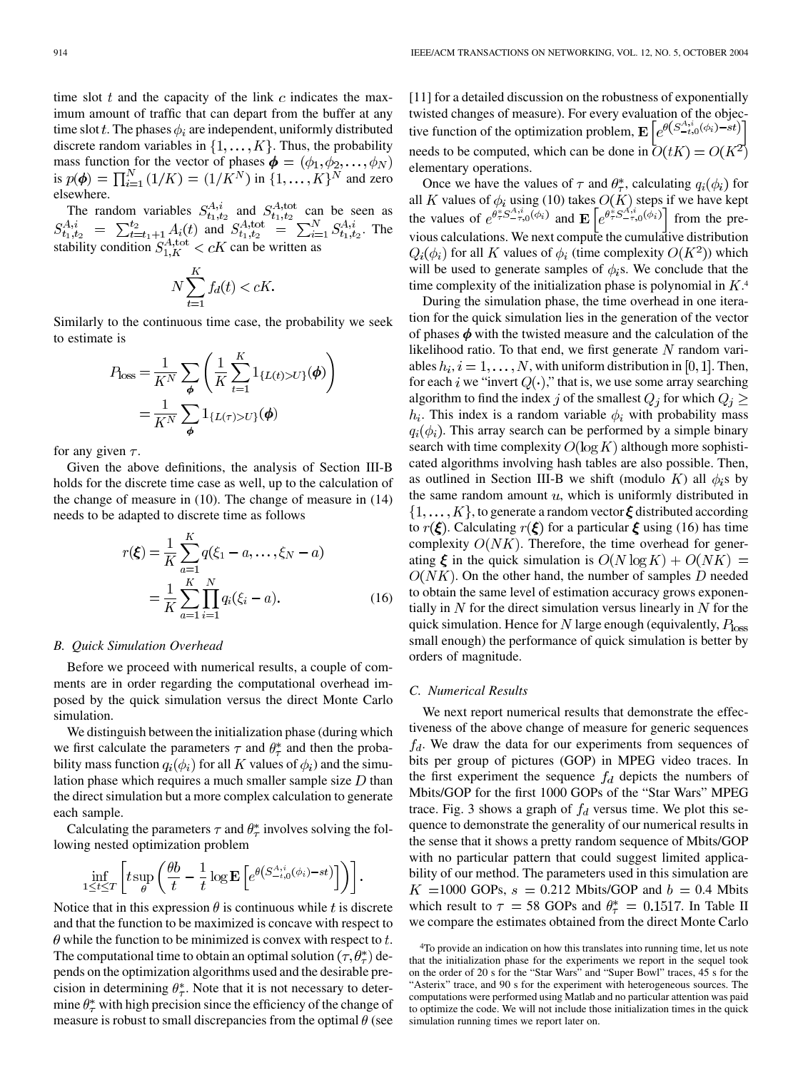time slot $t$ and the capacity of the link $c$ indicates the maximum amount of traffic that can depart from the buffer at any time slot $t$. The phases $\phi_i$ are independent, uniformly distributed discrete random variables in $\{1,\ldots,K\}$. Thus, the probability mass function for the vector of phases $\boldsymbol{\phi}=(\phi_1,\phi_2,\ldots,\phi_N)$ is $p(\boldsymbol{\phi})=\prod_{i=1}^{N}(1/K)=(1/K^N)$ in $\{1,\ldots,K\}^N$ and zero elsewhere.

The random variables $S^{A,i}_{t_1,t_2}$ and $S^{A,\text{tot}}_{t_1,t_2}$ can be seen as $S^{A,i}_{t_1,t_2}=\sum_{t=t_1+1}^{t_2}A_i(t)$ and $S^{A,\text{tot}}_{t_1,t_2}=\sum_{i=1}^{N}S^{A,i}_{t_1,t_2}$. The stability condition $S^{A,\text{tot}}_{1,K}<cK$ can be written as

$$N\sum_{t=1}^{K}f_d(t)<cK.$$

Similarly to the continuous time case, the probability we seek to estimate is

$$\begin{aligned}P_{\text{loss}}&=\frac{1}{K^N}\sum_{\boldsymbol{\phi}}\left(\frac{1}{K}\sum_{t=1}^{K}1_{\{L(t)>U\}}(\boldsymbol{\phi})\right)\\&=\frac{1}{K^N}\sum_{\boldsymbol{\phi}}1_{\{L(\tau)>U\}}(\boldsymbol{\phi})\end{aligned}$$

for any given $\tau$.

Given the above definitions, the analysis of Section III-B holds for the discrete time case as well, up to the calculation of the change of measure in (10). The change of measure in (14) needs to be adapted to discrete time as follows

$$\begin{aligned}r(\boldsymbol{\xi})&=\frac{1}{K}\sum_{a=1}^{K}q(\xi_1-a,\ldots,\xi_N-a)\\&=\frac{1}{K}\sum_{a=1}^{K}\prod_{i=1}^{N}q_i(\xi_i-a).\end{aligned}\tag{16}$$

### B. Quick Simulation Overhead

Before we proceed with numerical results, a couple of comments are in order regarding the computational overhead imposed by the quick simulation versus the direct Monte Carlo simulation.

We distinguish between the initialization phase (during which we first calculate the parameters $\tau$ and $\theta^*_\tau$ and then the probability mass function $q_i(\phi_i)$ for all $K$ values of $\phi_i$) and the simulation phase which requires a much smaller sample size $D$ than the direct simulation but a more complex calculation to generate each sample.

Calculating the parameters $\tau$ and $\theta^*_\tau$ involves solving the following nested optimization problem

$$\inf_{1\le t\le T}\left[t\sup_{\theta}\left(\frac{\theta b}{t}-\frac{1}{t}\log\mathbf{E}\left[e^{\theta\left(S^{A,i}_{-t,0}(\phi_i)-st\right)}\right]\right)\right].$$

Notice that in this expression $\theta$ is continuous while $t$ is discrete and that the function to be maximized is concave with respect to $\theta$ while the function to be minimized is convex with respect to $t$. The computational time to obtain an optimal solution $(\tau,\theta^*_\tau)$ depends on the optimization algorithms used and the desirable precision in determining $\theta^*_\tau$. Note that it is not necessary to determine $\theta^*_\tau$ with high precision since the efficiency of the change of measure is robust to small discrepancies from the optimal $\theta$ (see [11] for a detailed discussion on the robustness of exponentially twisted changes of measure). For every evaluation of the objective function of the optimization problem, $\mathbf{E}\left[e^{\theta\left(S^{A,i}_{-t,0}(\phi_i)-st\right)}\right]$ needs to be computed, which can be done in $O(tK)=O(K^2)$ elementary operations.

Once we have the values of $\tau$ and $\theta^*_\tau$, calculating $q_i(\phi_i)$ for all $K$ values of $\phi_i$ using (10) takes $O(K)$ steps if we have kept the values of $e^{\theta^*_\tau S^{A,i}_{-\tau,0}(\phi_i)}$ and $\mathbf{E}\left[e^{\theta^*_\tau S^{A,i}_{-\tau,0}(\phi_i)}\right]$ from the previous calculations. We next compute the cumulative distribution $Q_i(\phi_i)$ for all $K$ values of $\phi_i$ (time complexity $O(K^2)$) which will be used to generate samples of $\phi_i$s. We conclude that the time complexity of the initialization phase is polynomial in $K$.[4]

During the simulation phase, the time overhead in one iteration for the quick simulation lies in the generation of the vector of phases $\boldsymbol{\phi}$ with the twisted measure and the calculation of the likelihood ratio. To that end, we first generate $N$ random variables $h_i, i=1,\ldots,N$, with uniform distribution in $[0,1]$. Then, for each $i$ we "invert $Q(\cdot)$," that is, we use some array searching algorithm to find the index $j$ of the smallest $Q_j$ for which $Q_j\ge h_i$. This index is a random variable $\phi_i$ with probability mass $q_i(\phi_i)$. This array search can be performed by a simple binary search with time complexity $O(\log K)$ although more sophisticated algorithms involving hash tables are also possible. Then, as outlined in Section III-B we shift (modulo $K$) all $\phi_i$s by the same random amount $u$, which is uniformly distributed in $\{1,\ldots,K\}$, to generate a random vector $\boldsymbol{\xi}$ distributed according to $r(\boldsymbol{\xi})$. Calculating $r(\boldsymbol{\xi})$ for a particular $\boldsymbol{\xi}$ using (16) has time complexity $O(NK)$. Therefore, the time overhead for generating $\boldsymbol{\xi}$ in the quick simulation is $O(N\log K)+O(NK)=O(NK)$. On the other hand, the number of samples $D$ needed to obtain the same level of estimation accuracy grows exponentially in $N$ for the direct simulation versus linearly in $N$ for the quick simulation. Hence for $N$ large enough (equivalently, $P_{\text{loss}}$ small enough) the performance of quick simulation is better by orders of magnitude.

### C. Numerical Results

We next report numerical results that demonstrate the effectiveness of the above change of measure for generic sequences $f_d$. We draw the data for our experiments from sequences of bits per group of pictures (GOP) in MPEG video traces. In the first experiment the sequence $f_d$ depicts the numbers of Mbits/GOP for the first 1000 GOPs of the "Star Wars" MPEG trace. Fig. 3 shows a graph of $f_d$ versus time. We plot this sequence to demonstrate the generality of our numerical results in the sense that it shows a pretty random sequence of Mbits/GOP with no particular pattern that could suggest limited applicability of our method. The parameters used in this simulation are $K$ =1000 GOPs, $s$ = 0.212 Mbits/GOP and $b$ = 0.4 Mbits which result to $\tau$ = 58 GOPs and $\theta^*_\tau$ = 0.1517. In Table II we compare the estimates obtained from the direct Monte Carlo

[4]To provide an indication on how this translates into running time, let us note that the initialization phase for the experiments we report in the sequel took on the order of 20 s for the "Star Wars" and "Super Bowl" traces, 45 s for the "Asterix" trace, and 90 s for the experiment with heterogeneous sources. The computations were performed using Matlab and no particular attention was paid to optimize the code. We will not include those initialization times in the quick simulation running times we report later on.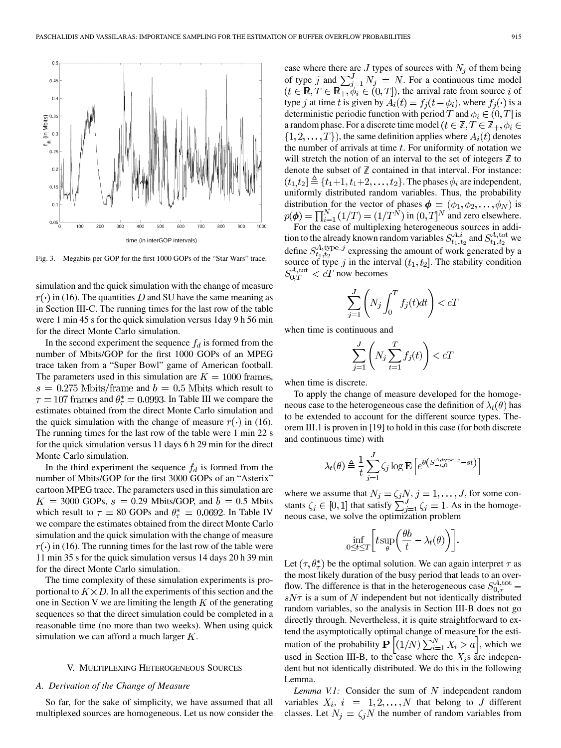Fig. 3. Megabits per GOP for the first 1000 GOPs of the "Star Wars" trace.

simulation and the quick simulation with the change of measure $r(\cdot)$ in (16). The quantities $D$ and SU have the same meaning as in Section III-C. The running times for the last row of the table were 1 min 45 s for the quick simulation versus 1day 9 h 56 min for the direct Monte Carlo simulation.

In the second experiment the sequence $f_d$ is formed from the number of Mbits/GOP for the first 1000 GOPs of an MPEG trace taken from a "Super Bowl" game of American football. The parameters used in this simulation are $K = 1000$ frames, $s = 0.275$ Mbits/frame and $b = 0.5$ Mbits which result to $\tau = 107$ frames and $\theta_\tau^* = 0.0993$. In Table III we compare the estimates obtained from the direct Monte Carlo simulation and the quick simulation with the change of measure $r(\cdot)$ in (16). The running times for the last row of the table were 1 min 22 s for the quick simulation versus 11 days 6 h 29 min for the direct Monte Carlo simulation.

In the third experiment the sequence $f_d$ is formed from the number of Mbits/GOP for the first 3000 GOPs of an "Asterix" cartoon MPEG trace. The parameters used in this simulation are $K = 3000$ GOPs, $s = 0.29$ Mbits/GOP, and $b = 0.5$ Mbits which result to $\tau = 80$ GOPs and $\theta_\tau^* = 0.0692$. In Table IV we compare the estimates obtained from the direct Monte Carlo simulation and the quick simulation with the change of measure $r(\cdot)$ in (16). The running times for the last row of the table were 11 min 35 s for the quick simulation versus 14 days 20 h 39 min for the direct Monte Carlo simulation.

The time complexity of these simulation experiments is proportional to $K \times D$. In all the experiments of this section and the one in Section V we are limiting the length $K$ of the generating sequences so that the direct simulation could be completed in a reasonable time (no more than two weeks). When using quick simulation we can afford a much larger $K$.

## V. Multiplexing Heterogeneous Sources

### A. Derivation of the Change of Measure

So far, for the sake of simplicity, we have assumed that all multiplexed sources are homogeneous. Let us now consider the case where there are $J$ types of sources with $N_j$ of them being of type $j$ and $\sum_{j=1}^{J} N_j = N$. For a continuous time model ($t \in \mathbb{R}, T \in \mathbb{R}_+, \phi_i \in (0, T]$), the arrival rate from source $i$ of type $j$ at time $t$ is given by $A_i(t) = f_j(t - \phi_i)$, where $f_j(\cdot)$ is a deterministic periodic function with period $T$ and $\phi_i \in (0, T]$ is a random phase. For a discrete time model ($t \in \mathbb{Z}, T \in \mathbb{Z}_+, \phi_i \in \{1, 2, \ldots, T\}$), the same definition applies where $A_i(t)$ denotes the number of arrivals at time $t$. For uniformity of notation we will stretch the notion of an interval to the set of integers $\mathbb{Z}$ to denote the subset of $\mathbb{Z}$ contained in that interval. For instance: $(t_1, t_2] \triangleq \{t_1+1, t_1+2, \ldots, t_2\}$. The phases $\phi_i$ are independent, uniformly distributed random variables. Thus, the probability distribution for the vector of phases $\boldsymbol{\phi} = (\phi_1, \phi_2, \ldots, \phi_N)$ is $p(\boldsymbol{\phi}) = \prod_{i=1}^{N} (1/T) = (1/T^N)$ in $(0, T]^N$ and zero elsewhere.

For the case of multiplexing heterogeneous sources in addition to the already known random variables $S_{t_1,t_2}^{A,i}$ and $S_{t_1,t_2}^{A,\text{tot}}$ we define $S_{t_1,t_2}^{A,\text{type-}j}$ expressing the amount of work generated by a source of type $j$ in the interval $(t_1, t_2]$. The stability condition $S_{0,T}^{A,\text{tot}} < cT$ now becomes

$$\sum_{j=1}^{J} \left( N_j \int_0^T f_j(t)dt \right) < cT$$

when time is continuous and

$$\sum_{j=1}^{J} \left( N_j \sum_{t=1}^{T} f_j(t) \right) < cT$$

when time is discrete.

To apply the change of measure developed for the homogeneous case to the heterogeneous case the definition of $\lambda_t(\theta)$ has to be extended to account for the different source types. Theorem III.1 is proven in [19] to hold in this case (for both discrete and continuous time) with

$$\lambda_t(\theta) \triangleq \frac{1}{t} \sum_{j=1}^{J} \zeta_j \log \mathbf{E}\left[ e^{\theta \left( S_{-t,0}^{A,\text{type-}j} - st \right)} \right]$$

where we assume that $N_j = \zeta_j N$, $j = 1, \ldots, J$, for some constants $\zeta_j \in [0, 1]$ that satisfy $\sum_{j=1}^{J} \zeta_j = 1$. As in the homogeneous case, we solve the optimization problem

$$\inf_{0 \le t \le T} \left[ t \sup_{\theta} \left( \frac{\theta b}{t} - \lambda_t(\theta) \right) \right].$$

Let $(\tau, \theta_\tau^*)$ be the optimal solution. We can again interpret $\tau$ as the most likely duration of the busy period that leads to an overflow. The difference is that in the heterogeneous case $S_{0,\tau}^{A,\text{tot}} - sN\tau$ is a sum of $N$ independent but not identically distributed random variables, so the analysis in Section III-B does not go directly through. Nevertheless, it is quite straightforward to extend the asymptotically optimal change of measure for the estimation of the probability $\mathbf{P}\left[ (1/N) \sum_{i=1}^{N} X_i > a \right]$, which we used in Section III-B, to the case where the $X_i$s are independent but not identically distributed. We do this in the following Lemma.

*Lemma V.1:* Consider the sum of $N$ independent random variables $X_i$, $i = 1, 2, \ldots, N$ that belong to $J$ different classes. Let $N_j = \zeta_j N$ the number of random variables from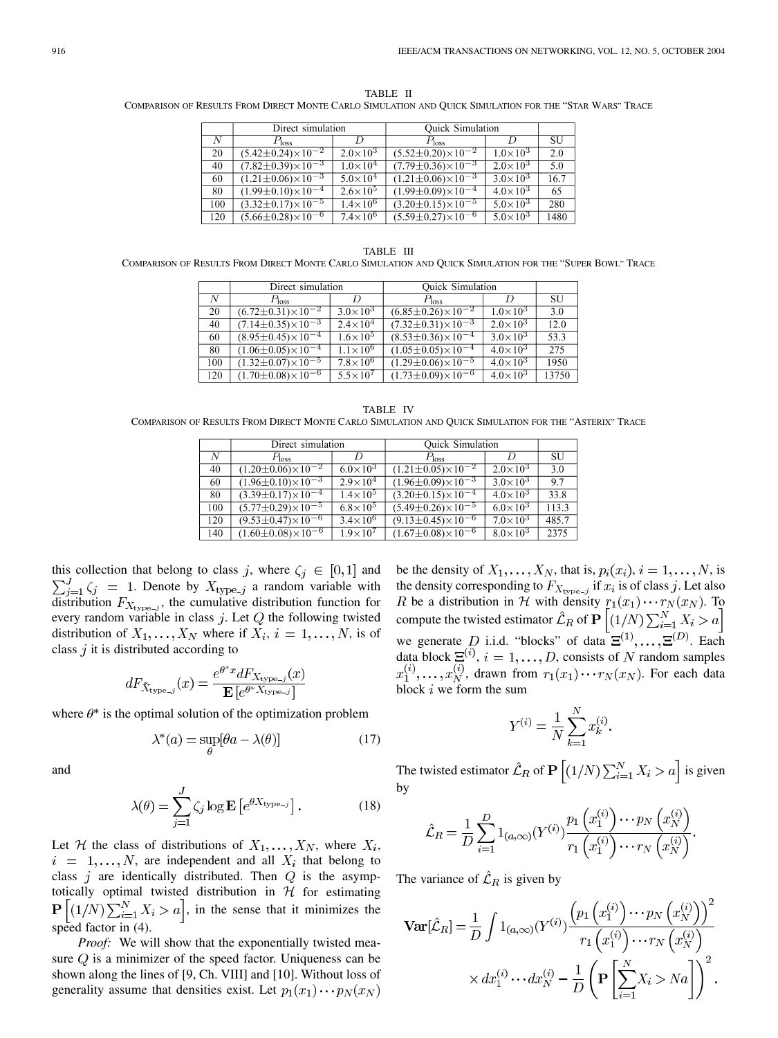TABLE II
COMPARISON OF RESULTS FROM DIRECT MONTE CARLO SIMULATION AND QUICK SIMULATION FOR THE "STAR WARS" TRACE

| | Direct simulation | | Quick Simulation | | |
|---|---|---|---|---|---|
| $N$ | $P_{\text{loss}}$ | $D$ | $P_{\text{loss}}$ | $D$ | SU |
| 20 | $(5.42{\pm}0.24){\times}10^{-2}$ | $2.0{\times}10^{3}$ | $(5.52{\pm}0.20){\times}10^{-2}$ | $1.0{\times}10^{3}$ | 2.0 |
| 40 | $(7.82{\pm}0.39){\times}10^{-3}$ | $1.0{\times}10^{4}$ | $(7.79{\pm}0.36){\times}10^{-3}$ | $2.0{\times}10^{3}$ | 5.0 |
| 60 | $(1.21{\pm}0.06){\times}10^{-3}$ | $5.0{\times}10^{4}$ | $(1.21{\pm}0.06){\times}10^{-3}$ | $3.0{\times}10^{3}$ | 16.7 |
| 80 | $(1.99{\pm}0.10){\times}10^{-4}$ | $2.6{\times}10^{5}$ | $(1.99{\pm}0.09){\times}10^{-4}$ | $4.0{\times}10^{3}$ | 65 |
| 100 | $(3.32{\pm}0.17){\times}10^{-5}$ | $1.4{\times}10^{6}$ | $(3.20{\pm}0.15){\times}10^{-5}$ | $5.0{\times}10^{3}$ | 280 |
| 120 | $(5.66{\pm}0.28){\times}10^{-6}$ | $7.4{\times}10^{6}$ | $(5.59{\pm}0.27){\times}10^{-6}$ | $5.0{\times}10^{3}$ | 1480 |

TABLE III
COMPARISON OF RESULTS FROM DIRECT MONTE CARLO SIMULATION AND QUICK SIMULATION FOR THE "SUPER BOWL" TRACE

| | Direct simulation | | Quick Simulation | | |
|---|---|---|---|---|---|
| $N$ | $P_{\text{loss}}$ | $D$ | $P_{\text{loss}}$ | $D$ | SU |
| 20 | $(6.72{\pm}0.31){\times}10^{-2}$ | $3.0{\times}10^{3}$ | $(6.85{\pm}0.26){\times}10^{-2}$ | $1.0{\times}10^{3}$ | 3.0 |
| 40 | $(7.14{\pm}0.35){\times}10^{-3}$ | $2.4{\times}10^{4}$ | $(7.32{\pm}0.31){\times}10^{-3}$ | $2.0{\times}10^{3}$ | 12.0 |
| 60 | $(8.95{\pm}0.45){\times}10^{-4}$ | $1.6{\times}10^{5}$ | $(8.53{\pm}0.36){\times}10^{-4}$ | $3.0{\times}10^{3}$ | 53.3 |
| 80 | $(1.06{\pm}0.05){\times}10^{-4}$ | $1.1{\times}10^{6}$ | $(1.05{\pm}0.05){\times}10^{-4}$ | $4.0{\times}10^{3}$ | 275 |
| 100 | $(1.32{\pm}0.07){\times}10^{-5}$ | $7.8{\times}10^{6}$ | $(1.29{\pm}0.06){\times}10^{-5}$ | $4.0{\times}10^{3}$ | 1950 |
| 120 | $(1.70{\pm}0.08){\times}10^{-6}$ | $5.5{\times}10^{7}$ | $(1.73{\pm}0.09){\times}10^{-6}$ | $4.0{\times}10^{3}$ | 13750 |

TABLE IV
COMPARISON OF RESULTS FROM DIRECT MONTE CARLO SIMULATION AND QUICK SIMULATION FOR THE "ASTERIX" TRACE

| | Direct simulation | | Quick Simulation | | |
|---|---|---|---|---|---|
| $N$ | $P_{\text{loss}}$ | $D$ | $P_{\text{loss}}$ | $D$ | SU |
| 40 | $(1.20{\pm}0.06){\times}10^{-2}$ | $6.0{\times}10^{3}$ | $(1.21{\pm}0.05){\times}10^{-2}$ | $2.0{\times}10^{3}$ | 3.0 |
| 60 | $(1.96{\pm}0.10){\times}10^{-3}$ | $2.9{\times}10^{4}$ | $(1.96{\pm}0.09){\times}10^{-3}$ | $3.0{\times}10^{3}$ | 9.7 |
| 80 | $(3.39{\pm}0.17){\times}10^{-4}$ | $1.4{\times}10^{5}$ | $(3.20{\pm}0.15){\times}10^{-4}$ | $4.0{\times}10^{3}$ | 33.8 |
| 100 | $(5.77{\pm}0.29){\times}10^{-5}$ | $6.8{\times}10^{5}$ | $(5.49{\pm}0.26){\times}10^{-5}$ | $6.0{\times}10^{3}$ | 113.3 |
| 120 | $(9.53{\pm}0.47){\times}10^{-6}$ | $3.4{\times}10^{6}$ | $(9.13{\pm}0.45){\times}10^{-6}$ | $7.0{\times}10^{3}$ | 485.7 |
| 140 | $(1.60{\pm}0.08){\times}10^{-6}$ | $1.9{\times}10^{7}$ | $(1.67{\pm}0.08){\times}10^{-6}$ | $8.0{\times}10^{3}$ | 2375 |

this collection that belong to class $j$, where $\zeta_j \in [0,1]$ and $\sum_{j=1}^{J} \zeta_j = 1$. Denote by $X_{\text{type}\_j}$ a random variable with distribution $F_{X_{\text{type}\_j}}$, the cumulative distribution function for every random variable in class $j$. Let $Q$ the following twisted distribution of $X_1, \ldots, X_N$ where if $X_i$, $i = 1, \ldots, N$, is of class $j$ it is distributed according to

$$dF_{\tilde{X}_{\text{type}\_j}}(x) = \frac{e^{\theta^* x} dF_{X_{\text{type}\_j}}(x)}{\mathbf{E}\left[e^{\theta^* X_{\text{type}\_j}}\right]}$$

where $\theta^*$ is the optimal solution of the optimization problem

$$\lambda^*(a) = \sup_{\theta}[\theta a - \lambda(\theta)] \tag{17}$$

and

$$\lambda(\theta) = \sum_{j=1}^{J} \zeta_j \log \mathbf{E}\left[e^{\theta X_{\text{type}\_j}}\right]. \tag{18}$$

Let $\mathcal{H}$ the class of distributions of $X_1, \ldots, X_N$, where $X_i$, $i = 1, \ldots, N$, are independent and all $X_i$ that belong to class $j$ are identically distributed. Then $Q$ is the asymptotically optimal twisted distribution in $\mathcal{H}$ for estimating $\mathbf{P}\left[(1/N)\sum_{i=1}^{N} X_i > a\right]$, in the sense that it minimizes the speed factor in (4).

*Proof:* We will show that the exponentially twisted measure $Q$ is a minimizer of the speed factor. Uniqueness can be shown along the lines of [9, Ch. VIII] and [10]. Without loss of generality assume that densities exist. Let $p_1(x_1) \cdots p_N(x_N)$ be the density of $X_1, \ldots, X_N$, that is, $p_i(x_i)$, $i = 1, \ldots, N$, is the density corresponding to $F_{X_{\text{type}\_j}}$ if $x_i$ is of class $j$. Let also $R$ be a distribution in $\mathcal{H}$ with density $r_1(x_1) \cdots r_N(x_N)$. To compute the twisted estimator $\hat{\mathcal{L}}_R$ of $\mathbf{P}\left[(1/N)\sum_{i=1}^{N} X_i > a\right]$ we generate $D$ i.i.d. "blocks" of data $\Xi^{(1)}, \ldots, \Xi^{(D)}$. Each data block $\Xi^{(i)}$, $i = 1, \ldots, D$, consists of $N$ random samples $x_1^{(i)}, \ldots, x_N^{(i)}$, drawn from $r_1(x_1) \cdots r_N(x_N)$. For each data block $i$ we form the sum

$$Y^{(i)} = \frac{1}{N} \sum_{k=1}^{N} x_k^{(i)}.$$

The twisted estimator $\hat{\mathcal{L}}_R$ of $\mathbf{P}\left[(1/N)\sum_{i=1}^{N} X_i > a\right]$ is given by

$$\hat{\mathcal{L}}_R = \frac{1}{D} \sum_{i=1}^{D} 1_{(a,\infty)}(Y^{(i)}) \frac{p_1\left(x_1^{(i)}\right) \cdots p_N\left(x_N^{(i)}\right)}{r_1\left(x_1^{(i)}\right) \cdots r_N\left(x_N^{(i)}\right)}.$$

The variance of $\hat{\mathcal{L}}_R$ is given by

$$\mathbf{Var}[\hat{\mathcal{L}}_R] = \frac{1}{D} \int 1_{(a,\infty)}(Y^{(i)}) \frac{\left(p_1\left(x_1^{(i)}\right) \cdots p_N\left(x_N^{(i)}\right)\right)^2}{r_1\left(x_1^{(i)}\right) \cdots r_N\left(x_N^{(i)}\right)} \times dx_1^{(i)} \cdots dx_N^{(i)} - \frac{1}{D}\left(\mathbf{P}\left[\sum_{i=1}^{N} X_i > Na\right]\right)^2.$$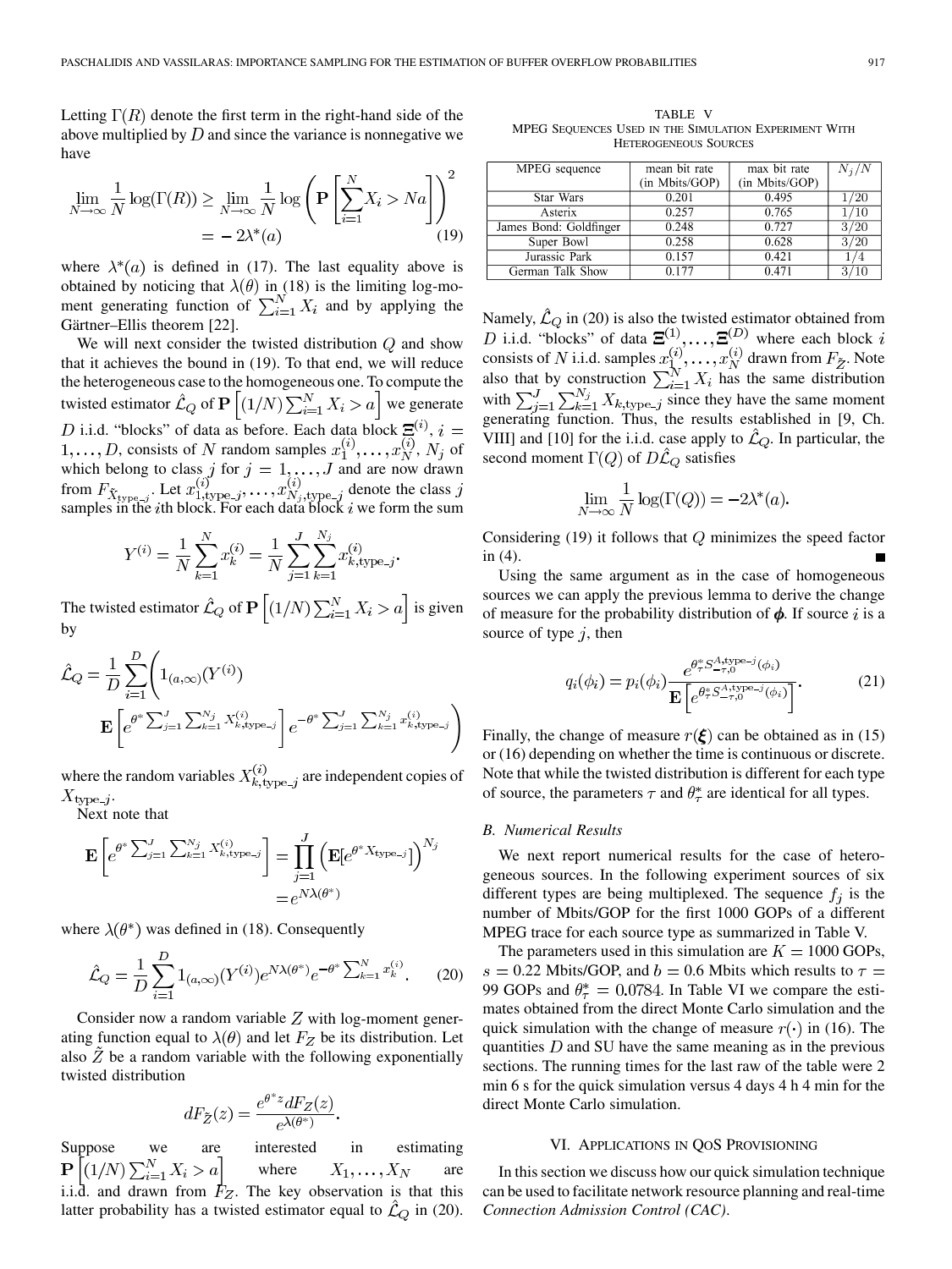Letting $\Gamma(R)$ denote the first term in the right-hand side of the above multiplied by $D$ and since the variance is nonnegative we have

$$\lim_{N\to\infty} \frac{1}{N}\log(\Gamma(R)) \geq \lim_{N\to\infty}\frac{1}{N}\log\left(\mathbf{P}\left[\sum_{i=1}^{N} X_i > Na\right]\right)^2 = -2\lambda^*(a) \tag{19}$$

where $\lambda^*(a)$ is defined in (17). The last equality above is obtained by noticing that $\lambda(\theta)$ in (18) is the limiting log-moment generating function of $\sum_{i=1}^{N} X_i$ and by applying the Gärtner–Ellis theorem [22].

We will next consider the twisted distribution $Q$ and show that it achieves the bound in (19). To that end, we will reduce the heterogeneous case to the homogeneous one. To compute the twisted estimator $\hat{\mathcal{L}}_Q$ of $\mathbf{P}\left[(1/N)\sum_{i=1}^{N} X_i > a\right]$ we generate $D$ i.i.d. "blocks" of data as before. Each data block $\Xi^{(i)}$, $i = 1,\ldots,D$, consists of $N$ random samples $x_1^{(i)},\ldots,x_N^{(i)}$, $N_j$ of which belong to class $j$ for $j=1,\ldots,J$ and are now drawn from $F_{\tilde{X}_{\text{type-}j}}$. Let $x_{1,\text{type-}j}^{(i)},\ldots,x_{N_j,\text{type-}j}^{(i)}$ denote the class $j$ samples in the $i$th block. For each data block $i$ we form the sum

$$Y^{(i)} = \frac{1}{N}\sum_{k=1}^{N} x_k^{(i)} = \frac{1}{N}\sum_{j=1}^{J}\sum_{k=1}^{N_j} x_{k,\text{type-}j}^{(i)}.$$

The twisted estimator $\hat{\mathcal{L}}_Q$ of $\mathbf{P}\left[(1/N)\sum_{i=1}^{N} X_i > a\right]$ is given by

$$\hat{\mathcal{L}}_Q = \frac{1}{D}\sum_{i=1}^{D}\Bigg(1_{(a,\infty)}(Y^{(i)})\,\mathbf{E}\left[e^{\theta^*\sum_{j=1}^{J}\sum_{k=1}^{N_j} X_{k,\text{type-}j}^{(i)}}\right] e^{-\theta^*\sum_{j=1}^{J}\sum_{k=1}^{N_j} x_{k,\text{type-}j}^{(i)}}\Bigg)$$

where the random variables $X_{k,\text{type-}j}^{(i)}$ are independent copies of $X_{\text{type-}j}$.

Next note that

$$\mathbf{E}\left[e^{\theta^*\sum_{j=1}^{J}\sum_{k=1}^{N_j} X_{k,\text{type-}j}^{(i)}}\right] = \prod_{j=1}^{J}\left(\mathbf{E}[e^{\theta^* X_{\text{type-}j}}]\right)^{N_j} = e^{N\lambda(\theta^*)}$$

where $\lambda(\theta^*)$ was defined in (18). Consequently

$$\hat{\mathcal{L}}_Q = \frac{1}{D}\sum_{i=1}^{D} 1_{(a,\infty)}(Y^{(i)})e^{N\lambda(\theta^*)}e^{-\theta^*\sum_{k=1}^{N} x_k^{(i)}}. \tag{20}$$

Consider now a random variable $Z$ with log-moment generating function equal to $\lambda(\theta)$ and let $F_Z$ be its distribution. Let also $\tilde{Z}$ be a random variable with the following exponentially twisted distribution

$$dF_{\tilde{Z}}(z) = \frac{e^{\theta^* z}dF_Z(z)}{e^{\lambda(\theta^*)}}.$$

Suppose we are interested in estimating $\mathbf{P}\left[(1/N)\sum_{i=1}^{N} X_i > a\right]$ where $X_1,\ldots,X_N$ are i.i.d. and drawn from $F_Z$. The key observation is that this latter probability has a twisted estimator equal to $\hat{\mathcal{L}}_Q$ in (20). Namely, $\hat{\mathcal{L}}_Q$ in (20) is also the twisted estimator obtained from $D$ i.i.d. "blocks" of data $\Xi^{(1)},\ldots,\Xi^{(D)}$ where each block $i$ consists of $N$ i.i.d. samples $x_1^{(i)},\ldots,x_N^{(i)}$ drawn from $F_{\tilde{Z}}$. Note also that by construction $\sum_{i=1}^{N} X_i$ has the same distribution with $\sum_{j=1}^{J}\sum_{k=1}^{N_j} X_{k,\text{type-}j}$ since they have the same moment generating function. Thus, the results established in [9, Ch. VIII] and [10] for the i.i.d. case apply to $\hat{\mathcal{L}}_Q$. In particular, the second moment $\Gamma(Q)$ of $D\hat{\mathcal{L}}_Q$ satisfies

$$\lim_{N\to\infty}\frac{1}{N}\log(\Gamma(Q)) = -2\lambda^*(a).$$

Considering (19) it follows that $Q$ minimizes the speed factor in (4). ∎

Using the same argument as in the case of homogeneous sources we can apply the previous lemma to derive the change of measure for the probability distribution of $\boldsymbol{\phi}$. If source $i$ is a source of type $j$, then

$$q_i(\phi_i) = p_i(\phi_i)\frac{e^{\theta_\tau^* S_{-\tau,0}^{A,\text{type-}j}(\phi_i)}}{\mathbf{E}\left[e^{\theta_\tau^* S_{-\tau,0}^{A,\text{type-}j}(\phi_i)}\right]}. \tag{21}$$

Finally, the change of measure $r(\boldsymbol{\xi})$ can be obtained as in (15) or (16) depending on whether the time is continuous or discrete. Note that while the twisted distribution is different for each type of source, the parameters $\tau$ and $\theta_\tau^*$ are identical for all types.

TABLE V
MPEG Sequences Used in the Simulation Experiment With Heterogeneous Sources

| MPEG sequence | mean bit rate (in Mbits/GOP) | max bit rate (in Mbits/GOP) | $N_j/N$ |
|---|---|---|---|
| Star Wars | 0.201 | 0.495 | 1/20 |
| Asterix | 0.257 | 0.765 | 1/10 |
| James Bond: Goldfinger | 0.248 | 0.727 | 3/20 |
| Super Bowl | 0.258 | 0.628 | 3/20 |
| Jurassic Park | 0.157 | 0.421 | 1/4 |
| German Talk Show | 0.177 | 0.471 | 3/10 |

### B. Numerical Results

We next report numerical results for the case of heterogeneous sources. In the following experiment sources of six different types are being multiplexed. The sequence $f_j$ is the number of Mbits/GOP for the first 1000 GOPs of a different MPEG trace for each source type as summarized in Table V.

The parameters used in this simulation are $K = 1000$ GOPs, $s = 0.22$ Mbits/GOP, and $b = 0.6$ Mbits which results to $\tau = 99$ GOPs and $\theta_\tau^* = 0.0784$. In Table VI we compare the estimates obtained from the direct Monte Carlo simulation and the quick simulation with the change of measure $r(\cdot)$ in (16). The quantities $D$ and SU have the same meaning as in the previous sections. The running times for the last raw of the table were 2 min 6 s for the quick simulation versus 4 days 4 h 4 min for the direct Monte Carlo simulation.

## VI. Applications in QoS Provisioning

In this section we discuss how our quick simulation technique can be used to facilitate network resource planning and real-time *Connection Admission Control (CAC)*.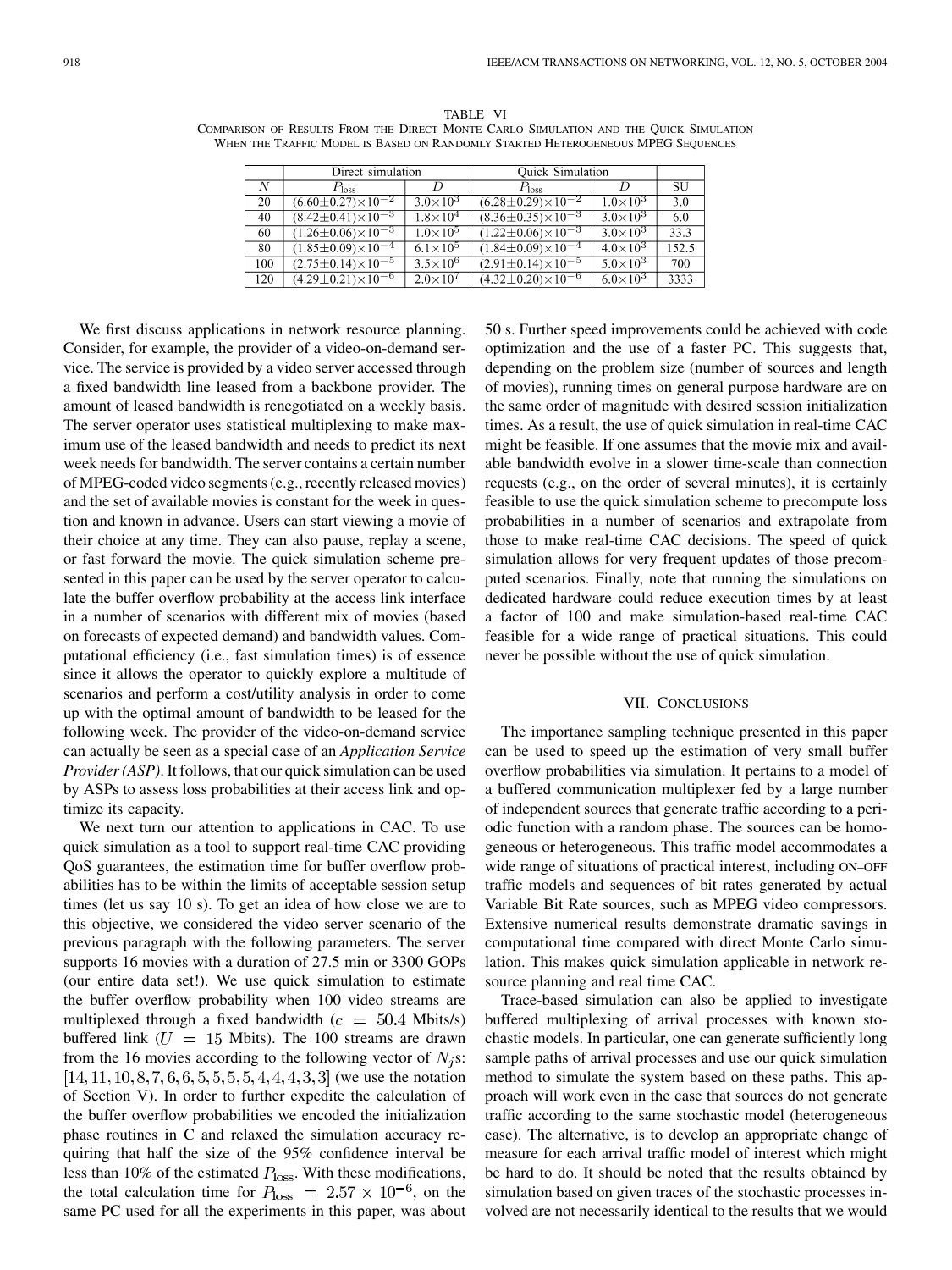TABLE VI
COMPARISON OF RESULTS FROM THE DIRECT MONTE CARLO SIMULATION AND THE QUICK SIMULATION WHEN THE TRAFFIC MODEL IS BASED ON RANDOMLY STARTED HETEROGENEOUS MPEG SEQUENCES

| | Direct simulation | | Quick Simulation | | |
|---|---|---|---|---|---|
| $N$ | $P_{\text{loss}}$ | $D$ | $P_{\text{loss}}$ | $D$ | SU |
| 20 | $(6.60\pm0.27)\times10^{-2}$ | $3.0\times10^{3}$ | $(6.28\pm0.29)\times10^{-2}$ | $1.0\times10^{3}$ | 3.0 |
| 40 | $(8.42\pm0.41)\times10^{-3}$ | $1.8\times10^{4}$ | $(8.36\pm0.35)\times10^{-3}$ | $3.0\times10^{3}$ | 6.0 |
| 60 | $(1.26\pm0.06)\times10^{-3}$ | $1.0\times10^{5}$ | $(1.22\pm0.06)\times10^{-3}$ | $3.0\times10^{3}$ | 33.3 |
| 80 | $(1.85\pm0.09)\times10^{-4}$ | $6.1\times10^{5}$ | $(1.84\pm0.09)\times10^{-4}$ | $4.0\times10^{3}$ | 152.5 |
| 100 | $(2.75\pm0.14)\times10^{-5}$ | $3.5\times10^{6}$ | $(2.91\pm0.14)\times10^{-5}$ | $5.0\times10^{3}$ | 700 |
| 120 | $(4.29\pm0.21)\times10^{-6}$ | $2.0\times10^{7}$ | $(4.32\pm0.20)\times10^{-6}$ | $6.0\times10^{3}$ | 3333 |

We first discuss applications in network resource planning. Consider, for example, the provider of a video-on-demand service. The service is provided by a video server accessed through a fixed bandwidth line leased from a backbone provider. The amount of leased bandwidth is renegotiated on a weekly basis. The server operator uses statistical multiplexing to make maximum use of the leased bandwidth and needs to predict its next week needs for bandwidth. The server contains a certain number of MPEG-coded video segments (e.g., recently released movies) and the set of available movies is constant for the week in question and known in advance. Users can start viewing a movie of their choice at any time. They can also pause, replay a scene, or fast forward the movie. The quick simulation scheme presented in this paper can be used by the server operator to calculate the buffer overflow probability at the access link interface in a number of scenarios with different mix of movies (based on forecasts of expected demand) and bandwidth values. Computational efficiency (i.e., fast simulation times) is of essence since it allows the operator to quickly explore a multitude of scenarios and perform a cost/utility analysis in order to come up with the optimal amount of bandwidth to be leased for the following week. The provider of the video-on-demand service can actually be seen as a special case of an *Application Service Provider (ASP)*. It follows, that our quick simulation can be used by ASPs to assess loss probabilities at their access link and optimize its capacity.

We next turn our attention to applications in CAC. To use quick simulation as a tool to support real-time CAC providing QoS guarantees, the estimation time for buffer overflow probabilities has to be within the limits of acceptable session setup times (let us say 10 s). To get an idea of how close we are to this objective, we considered the video server scenario of the previous paragraph with the following parameters. The server supports 16 movies with a duration of 27.5 min or 3300 GOPs (our entire data set!). We use quick simulation to estimate the buffer overflow probability when 100 video streams are multiplexed through a fixed bandwidth ($c = 50.4$ Mbits/s) buffered link ($U = 15$ Mbits). The 100 streams are drawn from the 16 movies according to the following vector of $N_j$s: $[14, 11, 10, 8, 7, 6, 6, 5, 5, 5, 5, 4, 4, 4, 3, 3]$ (we use the notation of Section V). In order to further expedite the calculation of the buffer overflow probabilities we encoded the initialization phase routines in C and relaxed the simulation accuracy requiring that half the size of the 95% confidence interval be less than 10% of the estimated $P_{\text{loss}}$. With these modifications, the total calculation time for $P_{\text{loss}} = 2.57 \times 10^{-6}$, on the same PC used for all the experiments in this paper, was about 50 s. Further speed improvements could be achieved with code optimization and the use of a faster PC. This suggests that, depending on the problem size (number of sources and length of movies), running times on general purpose hardware are on the same order of magnitude with desired session initialization times. As a result, the use of quick simulation in real-time CAC might be feasible. If one assumes that the movie mix and available bandwidth evolve in a slower time-scale than connection requests (e.g., on the order of several minutes), it is certainly feasible to use the quick simulation scheme to precompute loss probabilities in a number of scenarios and extrapolate from those to make real-time CAC decisions. The speed of quick simulation allows for very frequent updates of those precomputed scenarios. Finally, note that running the simulations on dedicated hardware could reduce execution times by at least a factor of 100 and make simulation-based real-time CAC feasible for a wide range of practical situations. This could never be possible without the use of quick simulation.

## VII. CONCLUSIONS

The importance sampling technique presented in this paper can be used to speed up the estimation of very small buffer overflow probabilities via simulation. It pertains to a model of a buffered communication multiplexer fed by a large number of independent sources that generate traffic according to a periodic function with a random phase. The sources can be homogeneous or heterogeneous. This traffic model accommodates a wide range of situations of practical interest, including ON–OFF traffic models and sequences of bit rates generated by actual Variable Bit Rate sources, such as MPEG video compressors. Extensive numerical results demonstrate dramatic savings in computational time compared with direct Monte Carlo simulation. This makes quick simulation applicable in network resource planning and real time CAC.

Trace-based simulation can also be applied to investigate buffered multiplexing of arrival processes with known stochastic models. In particular, one can generate sufficiently long sample paths of arrival processes and use our quick simulation method to simulate the system based on these paths. This approach will work even in the case that sources do not generate traffic according to the same stochastic model (heterogeneous case). The alternative, is to develop an appropriate change of measure for each arrival traffic model of interest which might be hard to do. It should be noted that the results obtained by simulation based on given traces of the stochastic processes involved are not necessarily identical to the results that we would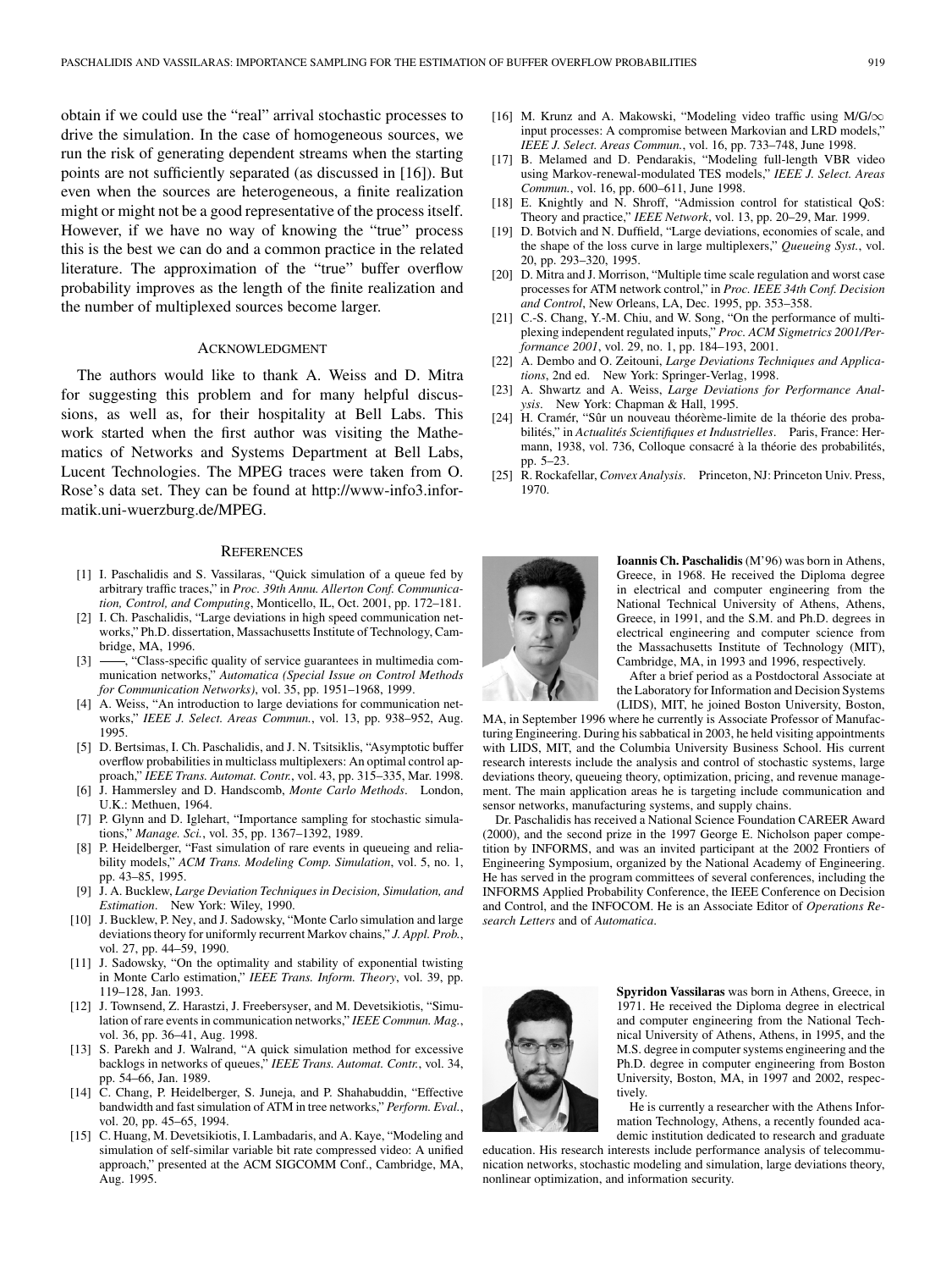obtain if we could use the "real" arrival stochastic processes to drive the simulation. In the case of homogeneous sources, we run the risk of generating dependent streams when the starting points are not sufficiently separated (as discussed in [16]). But even when the sources are heterogeneous, a finite realization might or might not be a good representative of the process itself. However, if we have no way of knowing the "true" process this is the best we can do and a common practice in the related literature. The approximation of the "true" buffer overflow probability improves as the length of the finite realization and the number of multiplexed sources become larger.

## Acknowledgment

The authors would like to thank A. Weiss and D. Mitra for suggesting this problem and for many helpful discussions, as well as, for their hospitality at Bell Labs. This work started when the first author was visiting the Mathematics of Networks and Systems Department at Bell Labs, Lucent Technologies. The MPEG traces were taken from O. Rose's data set. They can be found at http://www-info3.informatik.uni-wuerzburg.de/MPEG.

## References

[1] I. Paschalidis and S. Vassilaras, "Quick simulation of a queue fed by arbitrary traffic traces," in *Proc. 39th Annu. Allerton Conf. Communication, Control, and Computing*, Monticello, IL, Oct. 2001, pp. 172–181.

[2] I. Ch. Paschalidis, "Large deviations in high speed communication networks," Ph.D. dissertation, Massachusetts Institute of Technology, Cambridge, MA, 1996.

[3] ——, "Class-specific quality of service guarantees in multimedia communication networks," *Automatica (Special Issue on Control Methods for Communication Networks)*, vol. 35, pp. 1951–1968, 1999.

[4] A. Weiss, "An introduction to large deviations for communication networks," *IEEE J. Select. Areas Commun.*, vol. 13, pp. 938–952, Aug. 1995.

[5] D. Bertsimas, I. Ch. Paschalidis, and J. N. Tsitsiklis, "Asymptotic buffer overflow probabilities in multiclass multiplexers: An optimal control approach," *IEEE Trans. Automat. Contr.*, vol. 43, pp. 315–335, Mar. 1998.

[6] J. Hammersley and D. Handscomb, *Monte Carlo Methods*. London, U.K.: Methuen, 1964.

[7] P. Glynn and D. Iglehart, "Importance sampling for stochastic simulations," *Manage. Sci.*, vol. 35, pp. 1367–1392, 1989.

[8] P. Heidelberger, "Fast simulation of rare events in queueing and reliability models," *ACM Trans. Modeling Comp. Simulation*, vol. 5, no. 1, pp. 43–85, 1995.

[9] J. A. Bucklew, *Large Deviation Techniques in Decision, Simulation, and Estimation*. New York: Wiley, 1990.

[10] J. Bucklew, P. Ney, and J. Sadowsky, "Monte Carlo simulation and large deviations theory for uniformly recurrent Markov chains," *J. Appl. Prob.*, vol. 27, pp. 44–59, 1990.

[11] J. Sadowsky, "On the optimality and stability of exponential twisting in Monte Carlo estimation," *IEEE Trans. Inform. Theory*, vol. 39, pp. 119–128, Jan. 1993.

[12] J. Townsend, Z. Harastzi, J. Freebersyser, and M. Devetsikiotis, "Simulation of rare events in communication networks," *IEEE Commun. Mag.*, vol. 36, pp. 36–41, Aug. 1998.

[13] S. Parekh and J. Walrand, "A quick simulation method for excessive backlogs in networks of queues," *IEEE Trans. Automat. Contr.*, vol. 34, pp. 54–66, Jan. 1989.

[14] C. Chang, P. Heidelberger, S. Juneja, and P. Shahabuddin, "Effective bandwidth and fast simulation of ATM in tree networks," *Perform. Eval.*, vol. 20, pp. 45–65, 1994.

[15] C. Huang, M. Devetsikiotis, I. Lambadaris, and A. Kaye, "Modeling and simulation of self-similar variable bit rate compressed video: A unified approach," presented at the ACM SIGCOMM Conf., Cambridge, MA, Aug. 1995.

[16] M. Krunz and A. Makowski, "Modeling video traffic using M/G/$\infty$ input processes: A compromise between Markovian and LRD models," *IEEE J. Select. Areas Commun.*, vol. 16, pp. 733–748, June 1998.

[17] B. Melamed and D. Pendarakis, "Modeling full-length VBR video using Markov-renewal-modulated TES models," *IEEE J. Select. Areas Commun.*, vol. 16, pp. 600–611, June 1998.

[18] E. Knightly and N. Shroff, "Admission control for statistical QoS: Theory and practice," *IEEE Network*, vol. 13, pp. 20–29, Mar. 1999.

[19] D. Botvich and N. Duffield, "Large deviations, economies of scale, and the shape of the loss curve in large multiplexers," *Queueing Syst.*, vol. 20, pp. 293–320, 1995.

[20] D. Mitra and J. Morrison, "Multiple time scale regulation and worst case processes for ATM network control," in *Proc. IEEE 34th Conf. Decision and Control*, New Orleans, LA, Dec. 1995, pp. 353–358.

[21] C.-S. Chang, Y.-M. Chiu, and W. Song, "On the performance of multiplexing independent regulated inputs," *Proc. ACM Sigmetrics 2001/Performance 2001*, vol. 29, no. 1, pp. 184–193, 2001.

[22] A. Dembo and O. Zeitouni, *Large Deviations Techniques and Applications*, 2nd ed. New York: Springer-Verlag, 1998.

[23] A. Shwartz and A. Weiss, *Large Deviations for Performance Analysis*. New York: Chapman & Hall, 1995.

[24] H. Cramér, "Sûr un nouveau théorème-limite de la théorie des probabilités," in *Actualités Scientifiques et Industrielles*. Paris, France: Hermann, 1938, vol. 736, Colloque consacré à la théorie des probabilités, pp. 5–23.

[25] R. Rockafellar, *Convex Analysis*. Princeton, NJ: Princeton Univ. Press, 1970.

**Ioannis Ch. Paschalidis** (M'96) was born in Athens, Greece, in 1968. He received the Diploma degree in electrical and computer engineering from the National Technical University of Athens, Athens, Greece, in 1991, and the S.M. and Ph.D. degrees in electrical engineering and computer science from the Massachusetts Institute of Technology (MIT), Cambridge, MA, in 1993 and 1996, respectively.

After a brief period as a Postdoctoral Associate at the Laboratory for Information and Decision Systems (LIDS), MIT, he joined Boston University, Boston, MA, in September 1996 where he currently is Associate Professor of Manufacturing Engineering. During his sabbatical in 2003, he held visiting appointments with LIDS, MIT, and the Columbia University Business School. His current research interests include the analysis and control of stochastic systems, large deviations theory, queueing theory, optimization, pricing, and revenue management. The main application areas he is targeting include communication and sensor networks, manufacturing systems, and supply chains.

Dr. Paschalidis has received a National Science Foundation CAREER Award (2000), and the second prize in the 1997 George E. Nicholson paper competition by INFORMS, and was an invited participant at the 2002 Frontiers of Engineering Symposium, organized by the National Academy of Engineering. He has served in the program committees of several conferences, including the INFORMS Applied Probability Conference, the IEEE Conference on Decision and Control, and the INFOCOM. He is an Associate Editor of *Operations Research Letters* and of *Automatica*.

**Spyridon Vassilaras** was born in Athens, Greece, in 1971. He received the Diploma degree in electrical and computer engineering from the National Technical University of Athens, Athens, in 1995, and the M.S. degree in computer systems engineering and the Ph.D. degree in computer engineering from Boston University, Boston, MA, in 1997 and 2002, respectively.

He is currently a researcher with the Athens Information Technology, Athens, a recently founded academic institution dedicated to research and graduate education. His research interests include performance analysis of telecommunication networks, stochastic modeling and simulation, large deviations theory, nonlinear optimization, and information security.